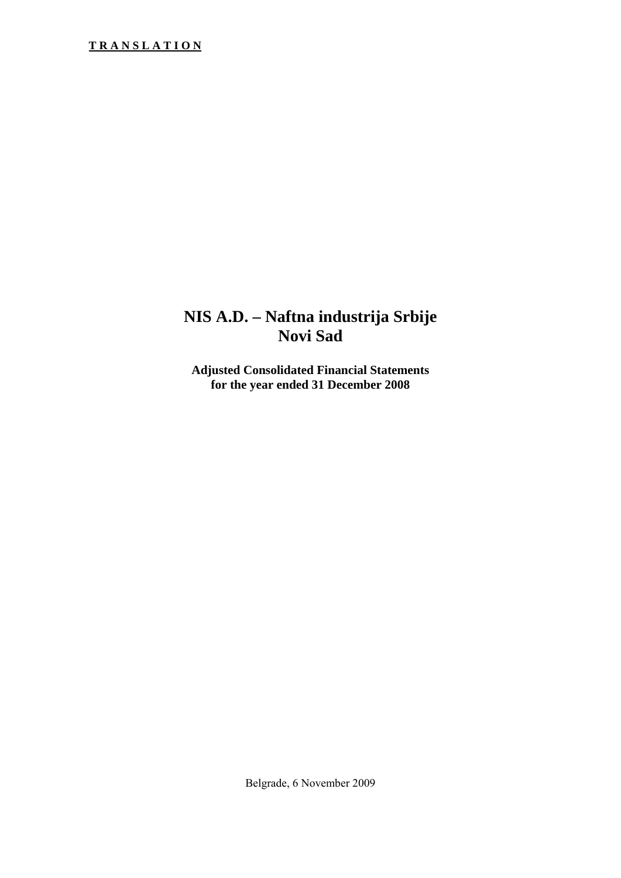**TRANSLATION**

# NIS A.D. – Naftna industrija Srbije
# Novi Sad

**Adjusted Consolidated Financial Statements**
**for the year ended 31 December 2008**

Belgrade, 6 November 2009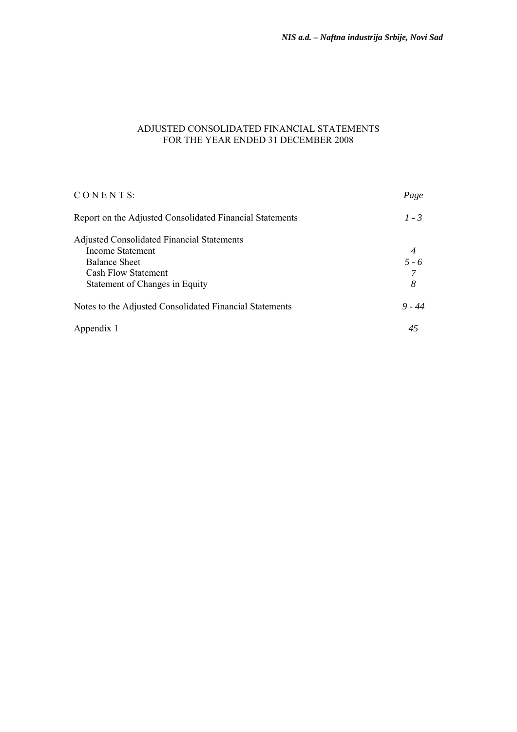# ADJUSTED CONSOLIDATED FINANCIAL STATEMENTS
## FOR THE YEAR ENDED 31 DECEMBER 2008

| C O N E N T S: | *Page* |
|---|---|
| Report on the Adjusted Consolidated Financial Statements | *1 - 3* |
| Adjusted Consolidated Financial Statements | |
| Income Statement | *4* |
| Balance Sheet | *5 - 6* |
| Cash Flow Statement | *7* |
| Statement of Changes in Equity | *8* |
| Notes to the Adjusted Consolidated Financial Statements | *9 - 44* |
| Appendix 1 | *45* |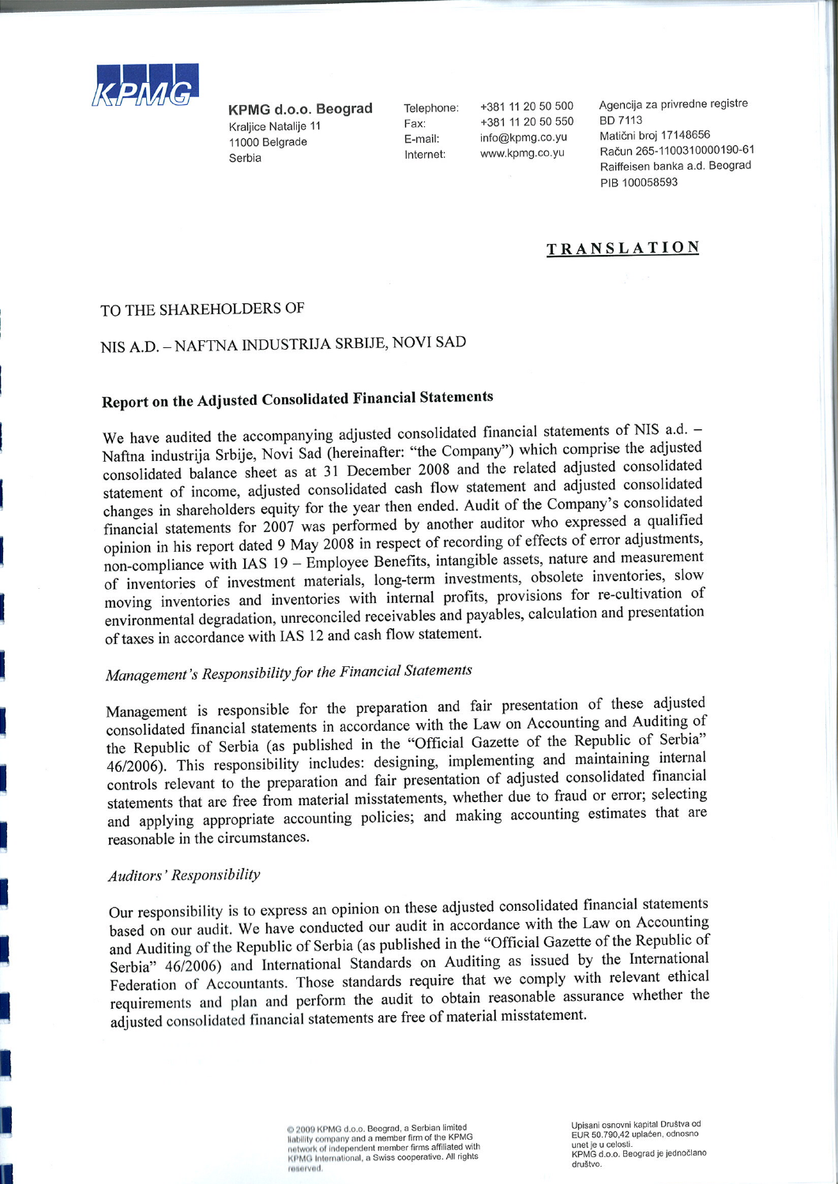**KPMG d.o.o. Beograd**
Kraljice Natalije 11
11000 Belgrade
Serbia

Telephone: +381 11 20 50 500
Fax: +381 11 20 50 550
E-mail: info@kpmg.co.yu
Internet: www.kpmg.co.yu

Agencija za privredne registre
BD 7113
Matični broj 17148656
Račun 265-1100310000190-61
Raiffeisen banka a.d. Beograd
PIB 100058593

**TRANSLATION**

TO THE SHAREHOLDERS OF

NIS A.D. – NAFTNA INDUSTRIJA SRBIJE, NOVI SAD

## Report on the Adjusted Consolidated Financial Statements

We have audited the accompanying adjusted consolidated financial statements of NIS a.d. – Naftna industrija Srbije, Novi Sad (hereinafter: "the Company") which comprise the adjusted consolidated balance sheet as at 31 December 2008 and the related adjusted consolidated statement of income, adjusted consolidated cash flow statement and adjusted consolidated changes in shareholders equity for the year then ended. Audit of the Company's consolidated financial statements for 2007 was performed by another auditor who expressed a qualified opinion in his report dated 9 May 2008 in respect of recording of effects of error adjustments, non-compliance with IAS 19 – Employee Benefits, intangible assets, nature and measurement of inventories of investment materials, long-term investments, obsolete inventories, slow moving inventories and inventories with internal profits, provisions for re-cultivation of environmental degradation, unreconciled receivables and payables, calculation and presentation of taxes in accordance with IAS 12 and cash flow statement.

### *Management's Responsibility for the Financial Statements*

Management is responsible for the preparation and fair presentation of these adjusted consolidated financial statements in accordance with the Law on Accounting and Auditing of the Republic of Serbia (as published in the "Official Gazette of the Republic of Serbia" 46/2006). This responsibility includes: designing, implementing and maintaining internal controls relevant to the preparation and fair presentation of adjusted consolidated financial statements that are free from material misstatements, whether due to fraud or error; selecting and applying appropriate accounting policies; and making accounting estimates that are reasonable in the circumstances.

### *Auditors' Responsibility*

Our responsibility is to express an opinion on these adjusted consolidated financial statements based on our audit. We have conducted our audit in accordance with the Law on Accounting and Auditing of the Republic of Serbia (as published in the "Official Gazette of the Republic of Serbia" 46/2006) and International Standards on Auditing as issued by the International Federation of Accountants. Those standards require that we comply with relevant ethical requirements and plan and perform the audit to obtain reasonable assurance whether the adjusted consolidated financial statements are free of material misstatement.

© 2009 KPMG d.o.o. Beograd, a Serbian limited liability company and a member firm of the KPMG network of independent member firms affiliated with KPMG International, a Swiss cooperative. All rights reserved.

Upisani osnovni kapital Društva od EUR 50.790,42 uplaćen, odnosno unet je u celosti.
KPMG d.o.o. Beograd je jednočlano društvo.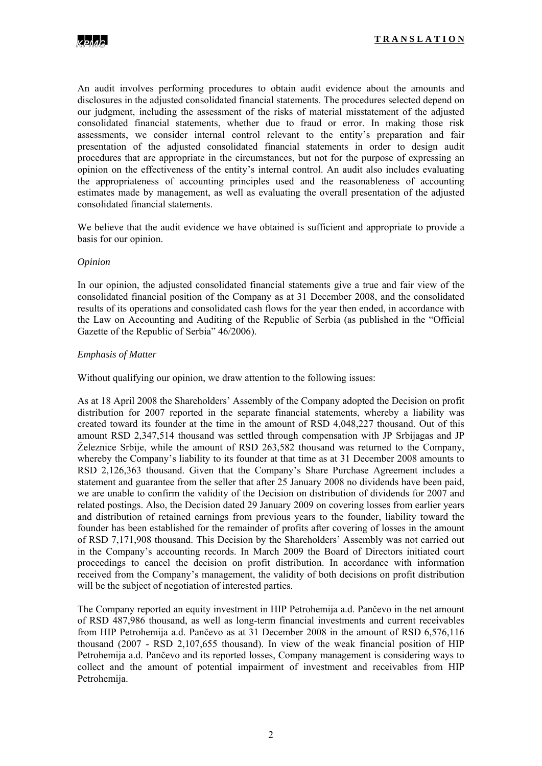An audit involves performing procedures to obtain audit evidence about the amounts and disclosures in the adjusted consolidated financial statements. The procedures selected depend on our judgment, including the assessment of the risks of material misstatement of the adjusted consolidated financial statements, whether due to fraud or error. In making those risk assessments, we consider internal control relevant to the entity's preparation and fair presentation of the adjusted consolidated financial statements in order to design audit procedures that are appropriate in the circumstances, but not for the purpose of expressing an opinion on the effectiveness of the entity's internal control. An audit also includes evaluating the appropriateness of accounting principles used and the reasonableness of accounting estimates made by management, as well as evaluating the overall presentation of the adjusted consolidated financial statements.

We believe that the audit evidence we have obtained is sufficient and appropriate to provide a basis for our opinion.

*Opinion*

In our opinion, the adjusted consolidated financial statements give a true and fair view of the consolidated financial position of the Company as at 31 December 2008, and the consolidated results of its operations and consolidated cash flows for the year then ended, in accordance with the Law on Accounting and Auditing of the Republic of Serbia (as published in the "Official Gazette of the Republic of Serbia" 46/2006).

*Emphasis of Matter*

Without qualifying our opinion, we draw attention to the following issues:

As at 18 April 2008 the Shareholders' Assembly of the Company adopted the Decision on profit distribution for 2007 reported in the separate financial statements, whereby a liability was created toward its founder at the time in the amount of RSD 4,048,227 thousand. Out of this amount RSD 2,347,514 thousand was settled through compensation with JP Srbijagas and JP Železnice Srbije, while the amount of RSD 263,582 thousand was returned to the Company, whereby the Company's liability to its founder at that time as at 31 December 2008 amounts to RSD 2,126,363 thousand. Given that the Company's Share Purchase Agreement includes a statement and guarantee from the seller that after 25 January 2008 no dividends have been paid, we are unable to confirm the validity of the Decision on distribution of dividends for 2007 and related postings. Also, the Decision dated 29 January 2009 on covering losses from earlier years and distribution of retained earnings from previous years to the founder, liability toward the founder has been established for the remainder of profits after covering of losses in the amount of RSD 7,171,908 thousand. This Decision by the Shareholders' Assembly was not carried out in the Company's accounting records. In March 2009 the Board of Directors initiated court proceedings to cancel the decision on profit distribution. In accordance with information received from the Company's management, the validity of both decisions on profit distribution will be the subject of negotiation of interested parties.

The Company reported an equity investment in HIP Petrohemija a.d. Pančevo in the net amount of RSD 487,986 thousand, as well as long-term financial investments and current receivables from HIP Petrohemija a.d. Pančevo as at 31 December 2008 in the amount of RSD 6,576,116 thousand (2007 - RSD 2,107,655 thousand). In view of the weak financial position of HIP Petrohemija a.d. Pančevo and its reported losses, Company management is considering ways to collect and the amount of potential impairment of investment and receivables from HIP Petrohemija.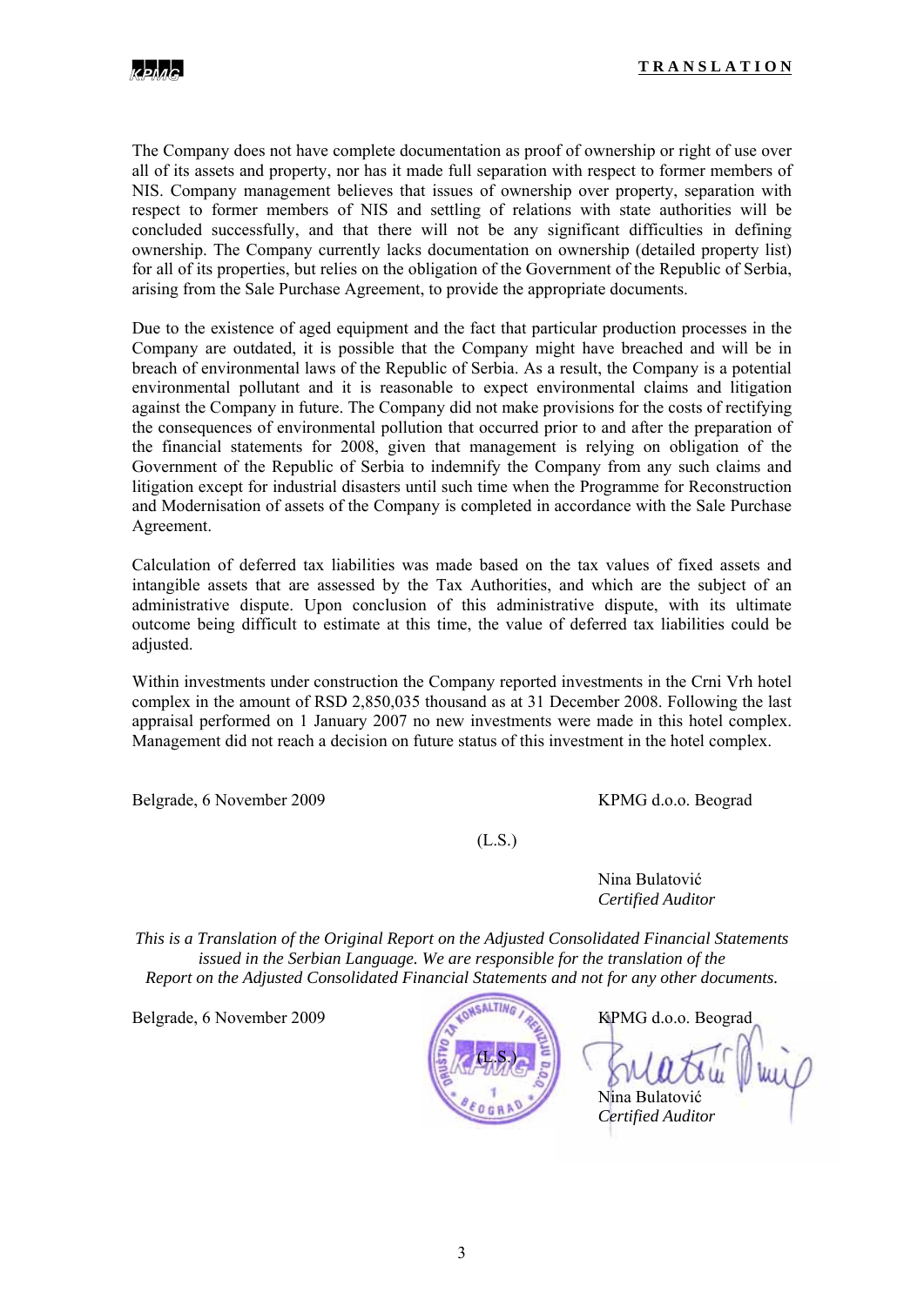The Company does not have complete documentation as proof of ownership or right of use over all of its assets and property, nor has it made full separation with respect to former members of NIS. Company management believes that issues of ownership over property, separation with respect to former members of NIS and settling of relations with state authorities will be concluded successfully, and that there will not be any significant difficulties in defining ownership. The Company currently lacks documentation on ownership (detailed property list) for all of its properties, but relies on the obligation of the Government of the Republic of Serbia, arising from the Sale Purchase Agreement, to provide the appropriate documents.

Due to the existence of aged equipment and the fact that particular production processes in the Company are outdated, it is possible that the Company might have breached and will be in breach of environmental laws of the Republic of Serbia. As a result, the Company is a potential environmental pollutant and it is reasonable to expect environmental claims and litigation against the Company in future. The Company did not make provisions for the costs of rectifying the consequences of environmental pollution that occurred prior to and after the preparation of the financial statements for 2008, given that management is relying on obligation of the Government of the Republic of Serbia to indemnify the Company from any such claims and litigation except for industrial disasters until such time when the Programme for Reconstruction and Modernisation of assets of the Company is completed in accordance with the Sale Purchase Agreement.

Calculation of deferred tax liabilities was made based on the tax values of fixed assets and intangible assets that are assessed by the Tax Authorities, and which are the subject of an administrative dispute. Upon conclusion of this administrative dispute, with its ultimate outcome being difficult to estimate at this time, the value of deferred tax liabilities could be adjusted.

Within investments under construction the Company reported investments in the Crni Vrh hotel complex in the amount of RSD 2,850,035 thousand as at 31 December 2008. Following the last appraisal performed on 1 January 2007 no new investments were made in this hotel complex. Management did not reach a decision on future status of this investment in the hotel complex.

Belgrade, 6 November 2009

KPMG d.o.o. Beograd

(L.S.)

Nina Bulatović
*Certified Auditor*

*This is a Translation of the Original Report on the Adjusted Consolidated Financial Statements issued in the Serbian Language. We are responsible for the translation of the Report on the Adjusted Consolidated Financial Statements and not for any other documents.*

Belgrade, 6 November 2009

KPMG d.o.o. Beograd

(L.S.)

Nina Bulatović
*Certified Auditor*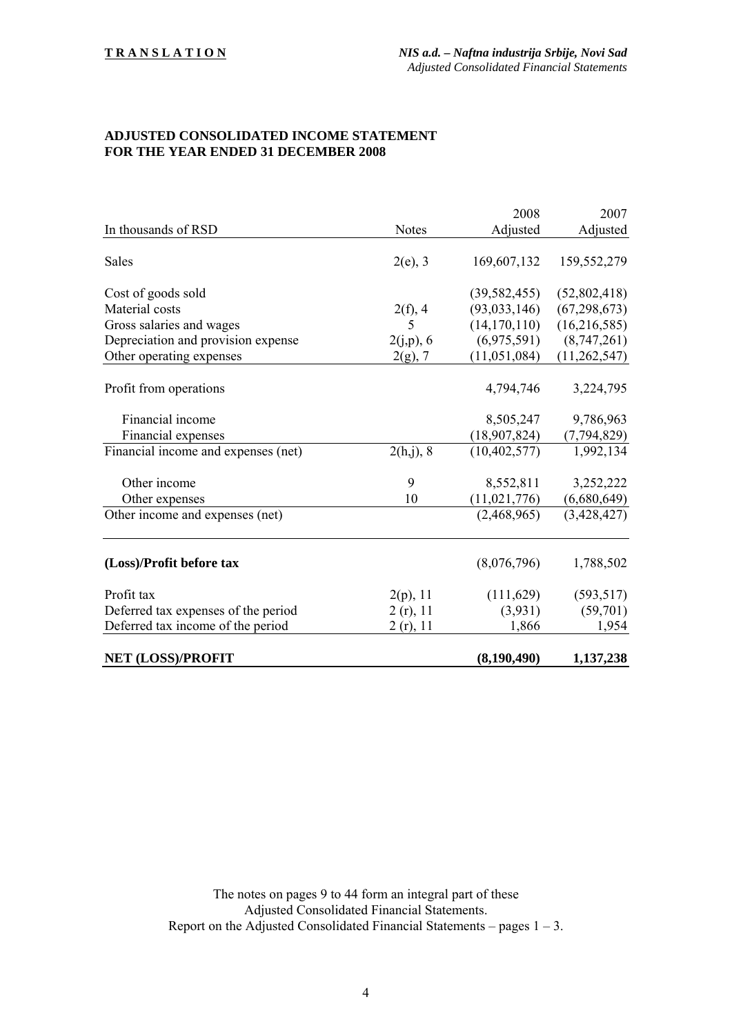**TRANSLATION**

*NIS a.d. – Naftna industrija Srbije, Novi Sad*
*Adjusted Consolidated Financial Statements*

## ADJUSTED CONSOLIDATED INCOME STATEMENT FOR THE YEAR ENDED 31 DECEMBER 2008

| In thousands of RSD | Notes | 2008 Adjusted | 2007 Adjusted |
|---|---|---|---|
| Sales | 2(e), 3 | 169,607,132 | 159,552,279 |
| Cost of goods sold | | (39,582,455) | (52,802,418) |
| Material costs | 2(f), 4 | (93,033,146) | (67,298,673) |
| Gross salaries and wages | 5 | (14,170,110) | (16,216,585) |
| Depreciation and provision expense | 2(j,p), 6 | (6,975,591) | (8,747,261) |
| Other operating expenses | 2(g), 7 | (11,051,084) | (11,262,547) |
| Profit from operations | | 4,794,746 | 3,224,795 |
| Financial income | | 8,505,247 | 9,786,963 |
| Financial expenses | | (18,907,824) | (7,794,829) |
| Financial income and expenses (net) | 2(h,j), 8 | (10,402,577) | 1,992,134 |
| Other income | 9 | 8,552,811 | 3,252,222 |
| Other expenses | 10 | (11,021,776) | (6,680,649) |
| Other income and expenses (net) | | (2,468,965) | (3,428,427) |
| **(Loss)/Profit before tax** | | (8,076,796) | 1,788,502 |
| Profit tax | 2(p), 11 | (111,629) | (593,517) |
| Deferred tax expenses of the period | 2 (r), 11 | (3,931) | (59,701) |
| Deferred tax income of the period | 2 (r), 11 | 1,866 | 1,954 |
| **NET (LOSS)/PROFIT** | | **(8,190,490)** | **1,137,238** |

The notes on pages 9 to 44 form an integral part of these Adjusted Consolidated Financial Statements.
Report on the Adjusted Consolidated Financial Statements – pages 1 – 3.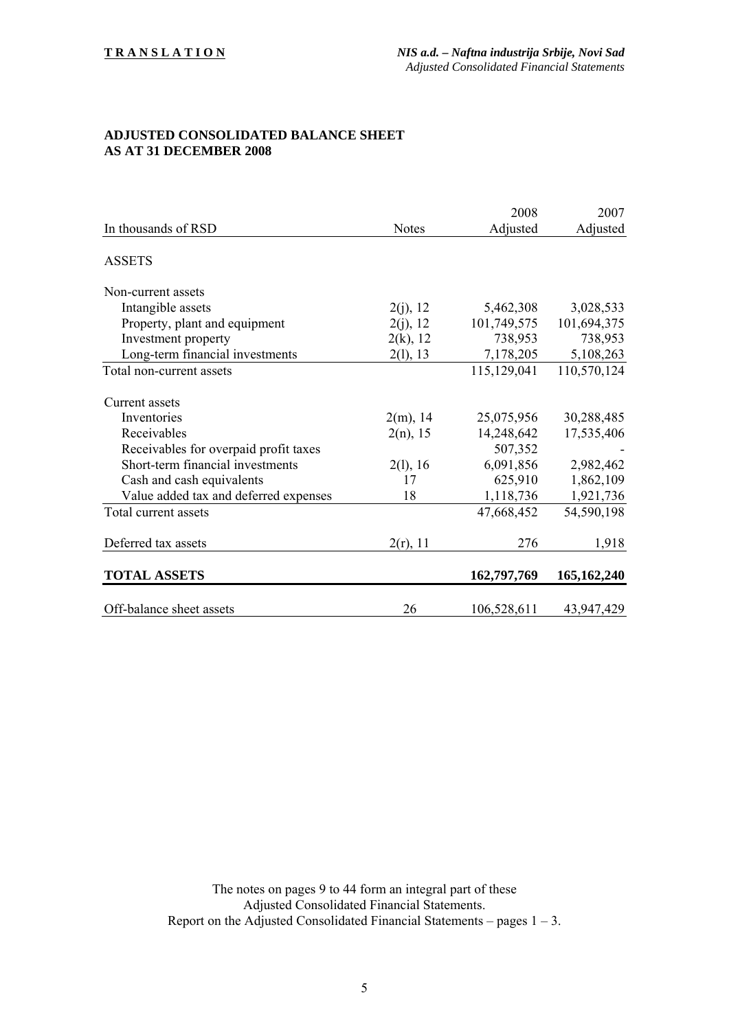**TRANSLATION**

## ADJUSTED CONSOLIDATED BALANCE SHEET
## AS AT 31 DECEMBER 2008

| In thousands of RSD | Notes | 2008 Adjusted | 2007 Adjusted |
|---|---|---|---|
| ASSETS | | | |
| Non-current assets | | | |
| Intangible assets | 2(j), 12 | 5,462,308 | 3,028,533 |
| Property, plant and equipment | 2(j), 12 | 101,749,575 | 101,694,375 |
| Investment property | 2(k), 12 | 738,953 | 738,953 |
| Long-term financial investments | 2(l), 13 | 7,178,205 | 5,108,263 |
| Total non-current assets | | 115,129,041 | 110,570,124 |
| Current assets | | | |
| Inventories | 2(m), 14 | 25,075,956 | 30,288,485 |
| Receivables | 2(n), 15 | 14,248,642 | 17,535,406 |
| Receivables for overpaid profit taxes | | 507,352 | - |
| Short-term financial investments | 2(l), 16 | 6,091,856 | 2,982,462 |
| Cash and cash equivalents | 17 | 625,910 | 1,862,109 |
| Value added tax and deferred expenses | 18 | 1,118,736 | 1,921,736 |
| Total current assets | | 47,668,452 | 54,590,198 |
| Deferred tax assets | 2(r), 11 | 276 | 1,918 |
| **TOTAL ASSETS** | | **162,797,769** | **165,162,240** |
| Off-balance sheet assets | 26 | 106,528,611 | 43,947,429 |

The notes on pages 9 to 44 form an integral part of these Adjusted Consolidated Financial Statements.
Report on the Adjusted Consolidated Financial Statements – pages 1 – 3.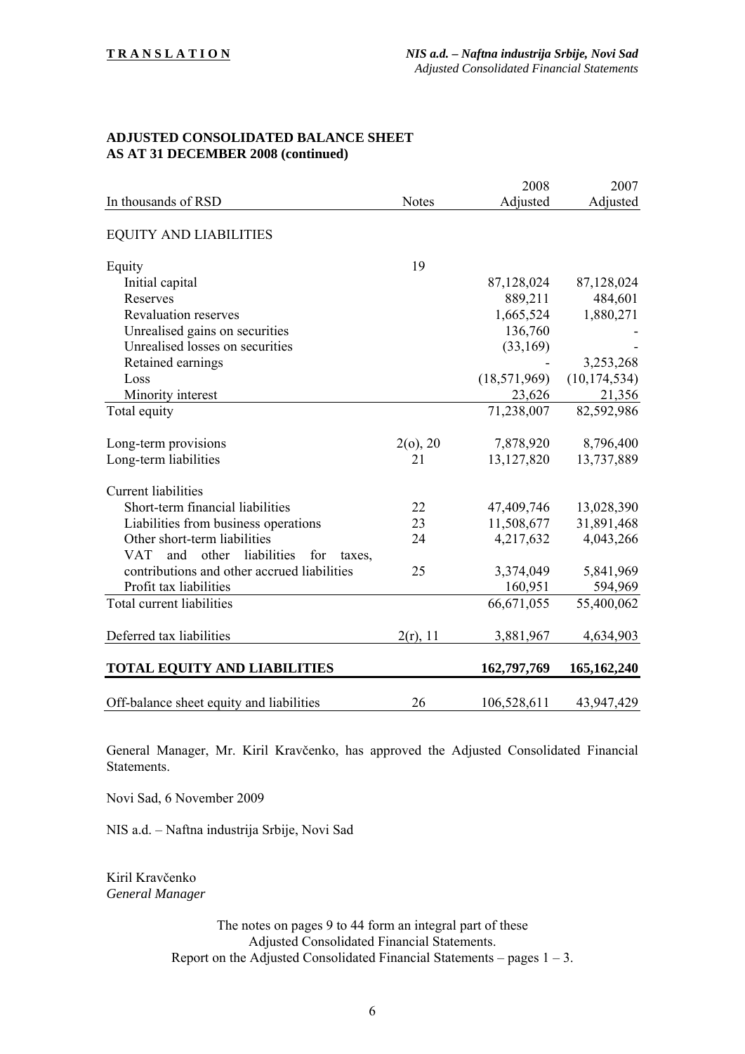**TRANSLATION**

## ADJUSTED CONSOLIDATED BALANCE SHEET
## AS AT 31 DECEMBER 2008 (continued)

| In thousands of RSD | Notes | 2008 Adjusted | 2007 Adjusted |
|---|---|---|---|
| EQUITY AND LIABILITIES | | | |
| Equity | 19 | | |
| Initial capital | | 87,128,024 | 87,128,024 |
| Reserves | | 889,211 | 484,601 |
| Revaluation reserves | | 1,665,524 | 1,880,271 |
| Unrealised gains on securities | | 136,760 | - |
| Unrealised losses on securities | | (33,169) | - |
| Retained earnings | | - | 3,253,268 |
| Loss | | (18,571,969) | (10,174,534) |
| Minority interest | | 23,626 | 21,356 |
| Total equity | | 71,238,007 | 82,592,986 |
| Long-term provisions | 2(o), 20 | 7,878,920 | 8,796,400 |
| Long-term liabilities | 21 | 13,127,820 | 13,737,889 |
| Current liabilities | | | |
| Short-term financial liabilities | 22 | 47,409,746 | 13,028,390 |
| Liabilities from business operations | 23 | 11,508,677 | 31,891,468 |
| Other short-term liabilities | 24 | 4,217,632 | 4,043,266 |
| VAT and other liabilities for taxes, contributions and other accrued liabilities | 25 | 3,374,049 | 5,841,969 |
| Profit tax liabilities | | 160,951 | 594,969 |
| Total current liabilities | | 66,671,055 | 55,400,062 |
| Deferred tax liabilities | 2(r), 11 | 3,881,967 | 4,634,903 |
| **TOTAL EQUITY AND LIABILITIES** | | **162,797,769** | **165,162,240** |
| Off-balance sheet equity and liabilities | 26 | 106,528,611 | 43,947,429 |

General Manager, Mr. Kiril Kravčenko, has approved the Adjusted Consolidated Financial Statements.

Novi Sad, 6 November 2009

NIS a.d. – Naftna industrija Srbije, Novi Sad

Kiril Kravčenko
*General Manager*

The notes on pages 9 to 44 form an integral part of these Adjusted Consolidated Financial Statements.
Report on the Adjusted Consolidated Financial Statements – pages 1 – 3.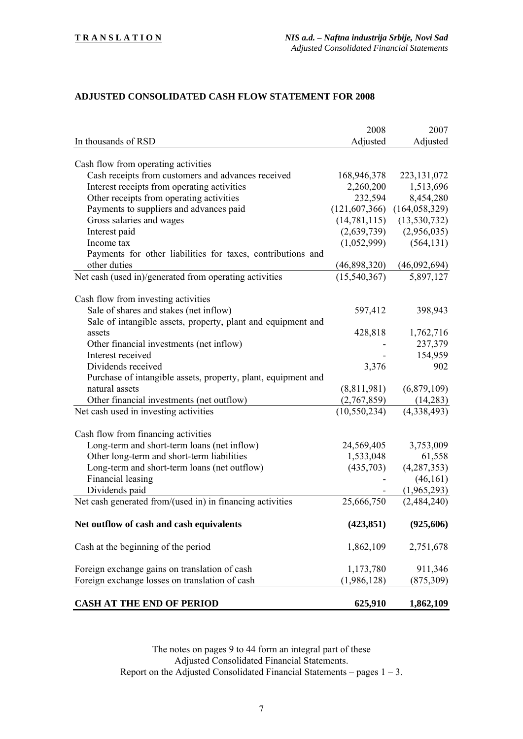## ADJUSTED CONSOLIDATED CASH FLOW STATEMENT FOR 2008

| In thousands of RSD | 2008 Adjusted | 2007 Adjusted |
|---|---|---|
| Cash flow from operating activities | | |
| Cash receipts from customers and advances received | 168,946,378 | 223,131,072 |
| Interest receipts from operating activities | 2,260,200 | 1,513,696 |
| Other receipts from operating activities | 232,594 | 8,454,280 |
| Payments to suppliers and advances paid | (121,607,366) | (164,058,329) |
| Gross salaries and wages | (14,781,115) | (13,530,732) |
| Interest paid | (2,639,739) | (2,956,035) |
| Income tax | (1,052,999) | (564,131) |
| Payments for other liabilities for taxes, contributions and other duties | (46,898,320) | (46,092,694) |
| Net cash (used in)/generated from operating activities | (15,540,367) | 5,897,127 |
| | | |
| Cash flow from investing activities | | |
| Sale of shares and stakes (net inflow) | 597,412 | 398,943 |
| Sale of intangible assets, property, plant and equipment and assets | 428,818 | 1,762,716 |
| Other financial investments (net inflow) | - | 237,379 |
| Interest received | - | 154,959 |
| Dividends received | 3,376 | 902 |
| Purchase of intangible assets, property, plant, equipment and natural assets | (8,811,981) | (6,879,109) |
| Other financial investments (net outflow) | (2,767,859) | (14,283) |
| Net cash used in investing activities | (10,550,234) | (4,338,493) |
| | | |
| Cash flow from financing activities | | |
| Long-term and short-term loans (net inflow) | 24,569,405 | 3,753,009 |
| Other long-term and short-term liabilities | 1,533,048 | 61,558 |
| Long-term and short-term loans (net outflow) | (435,703) | (4,287,353) |
| Financial leasing | - | (46,161) |
| Dividends paid | - | (1,965,293) |
| Net cash generated from/(used in) in financing activities | 25,666,750 | (2,484,240) |
| | | |
| **Net outflow of cash and cash equivalents** | **(423,851)** | **(925,606)** |
| | | |
| Cash at the beginning of the period | 1,862,109 | 2,751,678 |
| | | |
| Foreign exchange gains on translation of cash | 1,173,780 | 911,346 |
| Foreign exchange losses on translation of cash | (1,986,128) | (875,309) |
| | | |
| **CASH AT THE END OF PERIOD** | **625,910** | **1,862,109** |

The notes on pages 9 to 44 form an integral part of these Adjusted Consolidated Financial Statements.
Report on the Adjusted Consolidated Financial Statements – pages 1 – 3.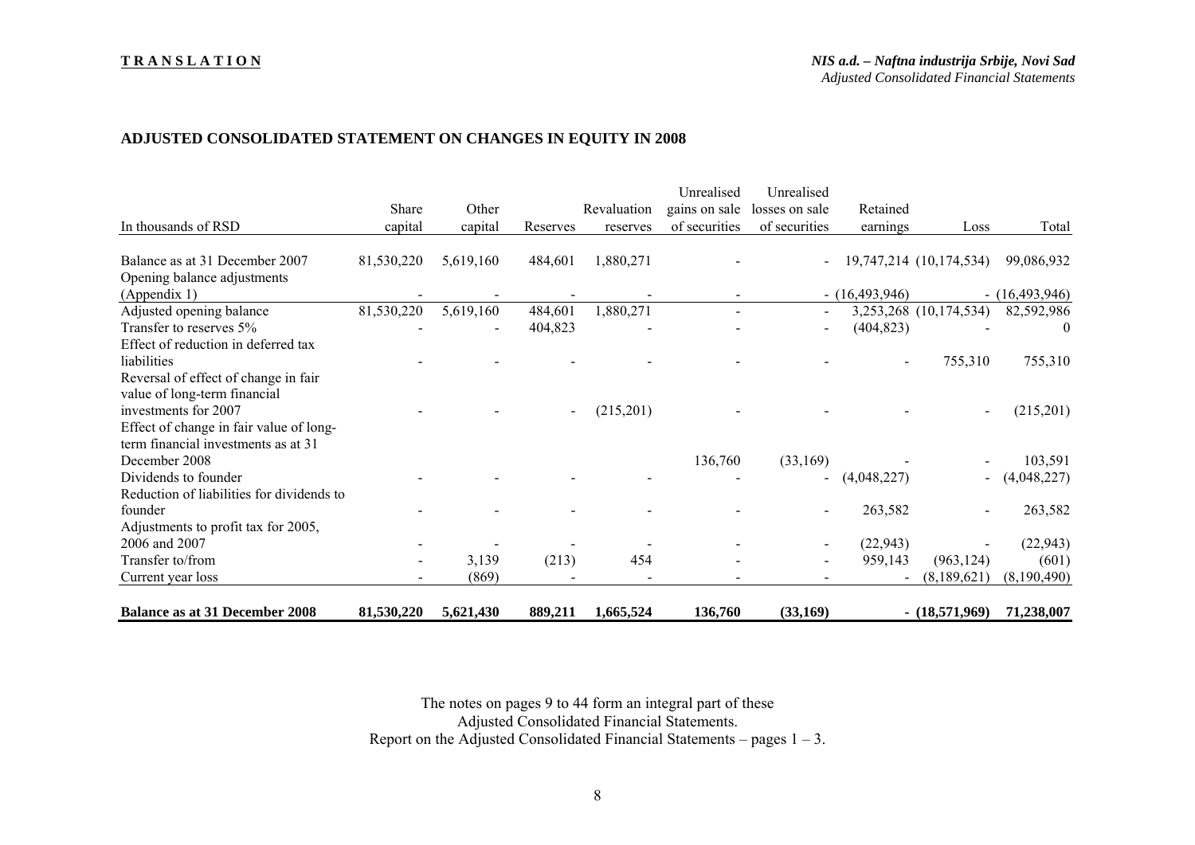**T R A N S L A T I O N**

*NIS a.d. – Naftna industrija Srbije, Novi Sad*
*Adjusted Consolidated Financial Statements*

## ADJUSTED CONSOLIDATED STATEMENT ON CHANGES IN EQUITY IN 2008

| In thousands of RSD | Share capital | Other capital | Reserves | Revaluation reserves | Unrealised gains on sale of securities | Unrealised losses on sale of securities | Retained earnings | Loss | Total |
|---|---|---|---|---|---|---|---|---|---|
| Balance as at 31 December 2007 | 81,530,220 | 5,619,160 | 484,601 | 1,880,271 | - | - | 19,747,214 | (10,174,534) | 99,086,932 |
| Opening balance adjustments (Appendix 1) | - | - | - | - | - | - | (16,493,946) | - | (16,493,946) |
| Adjusted opening balance | 81,530,220 | 5,619,160 | 484,601 | 1,880,271 | - | - | 3,253,268 | (10,174,534) | 82,592,986 |
| Transfer to reserves 5% | - | - | 404,823 | - | - | - | (404,823) | - | 0 |
| Effect of reduction in deferred tax liabilities | - | - | - | - | - | - | - | 755,310 | 755,310 |
| Reversal of effect of change in fair value of long-term financial investments for 2007 | - | - | - | (215,201) | - | - | - | - | (215,201) |
| Effect of change in fair value of long-term financial investments as at 31 December 2008 | | | | | 136,760 | (33,169) | - | - | 103,591 |
| Dividends to founder | - | - | - | - | - | - | (4,048,227) | - | (4,048,227) |
| Reduction of liabilities for dividends to founder | - | - | - | - | - | - | 263,582 | - | 263,582 |
| Adjustments to profit tax for 2005, 2006 and 2007 | - | - | - | - | - | - | (22,943) | - | (22,943) |
| Transfer to/from | - | 3,139 | (213) | 454 | - | - | 959,143 | (963,124) | (601) |
| Current year loss | - | (869) | - | - | - | - | - | (8,189,621) | (8,190,490) |
| **Balance as at 31 December 2008** | **81,530,220** | **5,621,430** | **889,211** | **1,665,524** | **136,760** | **(33,169)** | **-** | **(18,571,969)** | **71,238,007** |

The notes on pages 9 to 44 form an integral part of these
Adjusted Consolidated Financial Statements.
Report on the Adjusted Consolidated Financial Statements – pages 1 – 3.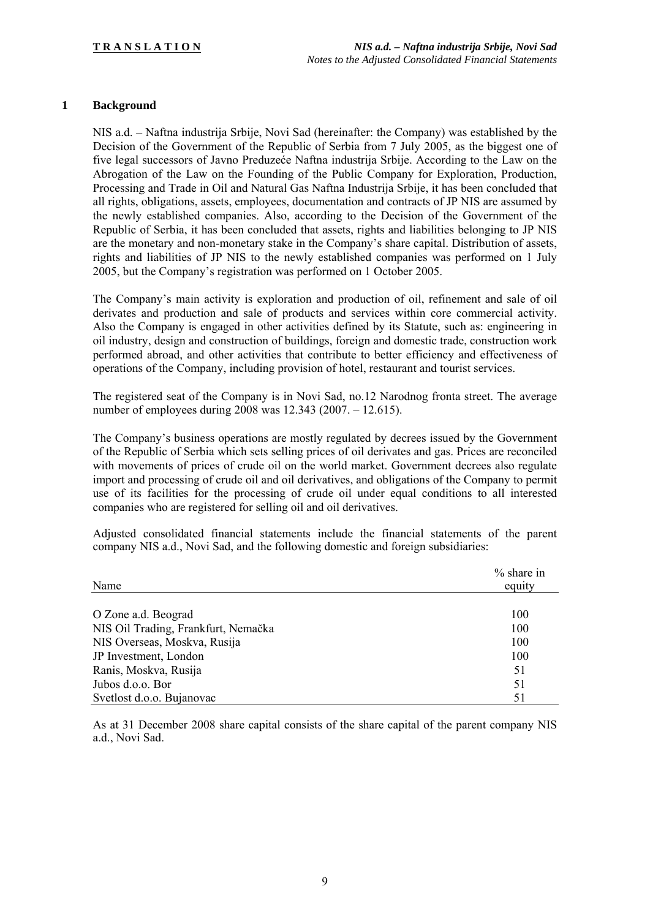## 1 Background

NIS a.d. – Naftna industrija Srbije, Novi Sad (hereinafter: the Company) was established by the Decision of the Government of the Republic of Serbia from 7 July 2005, as the biggest one of five legal successors of Javno Preduzeće Naftna industrija Srbije. According to the Law on the Abrogation of the Law on the Founding of the Public Company for Exploration, Production, Processing and Trade in Oil and Natural Gas Naftna Industrija Srbije, it has been concluded that all rights, obligations, assets, employees, documentation and contracts of JP NIS are assumed by the newly established companies. Also, according to the Decision of the Government of the Republic of Serbia, it has been concluded that assets, rights and liabilities belonging to JP NIS are the monetary and non-monetary stake in the Company's share capital. Distribution of assets, rights and liabilities of JP NIS to the newly established companies was performed on 1 July 2005, but the Company's registration was performed on 1 October 2005.

The Company's main activity is exploration and production of oil, refinement and sale of oil derivates and production and sale of products and services within core commercial activity. Also the Company is engaged in other activities defined by its Statute, such as: engineering in oil industry, design and construction of buildings, foreign and domestic trade, construction work performed abroad, and other activities that contribute to better efficiency and effectiveness of operations of the Company, including provision of hotel, restaurant and tourist services.

The registered seat of the Company is in Novi Sad, no.12 Narodnog fronta street. The average number of employees during 2008 was 12.343 (2007. – 12.615).

The Company's business operations are mostly regulated by decrees issued by the Government of the Republic of Serbia which sets selling prices of oil derivates and gas. Prices are reconciled with movements of prices of crude oil on the world market. Government decrees also regulate import and processing of crude oil and oil derivatives, and obligations of the Company to permit use of its facilities for the processing of crude oil under equal conditions to all interested companies who are registered for selling oil and oil derivatives.

Adjusted consolidated financial statements include the financial statements of the parent company NIS a.d., Novi Sad, and the following domestic and foreign subsidiaries:

| Name | % share in equity |
|---|---|
| O Zone a.d. Beograd | 100 |
| NIS Oil Trading, Frankfurt, Nemačka | 100 |
| NIS Overseas, Moskva, Rusija | 100 |
| JP Investment, London | 100 |
| Ranis, Moskva, Rusija | 51 |
| Jubos d.o.o. Bor | 51 |
| Svetlost d.o.o. Bujanovac | 51 |

As at 31 December 2008 share capital consists of the share capital of the parent company NIS a.d., Novi Sad.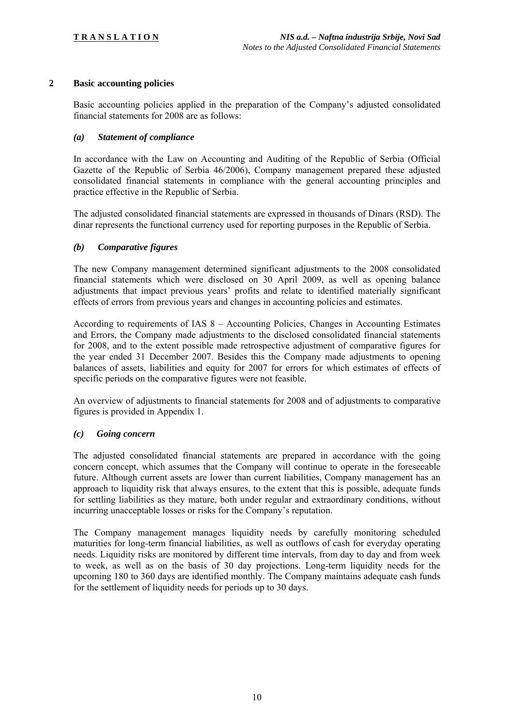## 2 Basic accounting policies

Basic accounting policies applied in the preparation of the Company's adjusted consolidated financial statements for 2008 are as follows:

### *(a) Statement of compliance*

In accordance with the Law on Accounting and Auditing of the Republic of Serbia (Official Gazette of the Republic of Serbia 46/2006), Company management prepared these adjusted consolidated financial statements in compliance with the general accounting principles and practice effective in the Republic of Serbia.

The adjusted consolidated financial statements are expressed in thousands of Dinars (RSD). The dinar represents the functional currency used for reporting purposes in the Republic of Serbia.

### *(b) Comparative figures*

The new Company management determined significant adjustments to the 2008 consolidated financial statements which were disclosed on 30 April 2009, as well as opening balance adjustments that impact previous years' profits and relate to identified materially significant effects of errors from previous years and changes in accounting policies and estimates.

According to requirements of IAS 8 – Accounting Policies, Changes in Accounting Estimates and Errors, the Company made adjustments to the disclosed consolidated financial statements for 2008, and to the extent possible made retrospective adjustment of comparative figures for the year ended 31 December 2007. Besides this the Company made adjustments to opening balances of assets, liabilities and equity for 2007 for errors for which estimates of effects of specific periods on the comparative figures were not feasible.

An overview of adjustments to financial statements for 2008 and of adjustments to comparative figures is provided in Appendix 1.

### *(c) Going concern*

The adjusted consolidated financial statements are prepared in accordance with the going concern concept, which assumes that the Company will continue to operate in the foreseeable future. Although current assets are lower than current liabilities, Company management has an approach to liquidity risk that always ensures, to the extent that this is possible, adequate funds for settling liabilities as they mature, both under regular and extraordinary conditions, without incurring unacceptable losses or risks for the Company's reputation.

The Company management manages liquidity needs by carefully monitoring scheduled maturities for long-term financial liabilities, as well as outflows of cash for everyday operating needs. Liquidity risks are monitored by different time intervals, from day to day and from week to week, as well as on the basis of 30 day projections. Long-term liquidity needs for the upcoming 180 to 360 days are identified monthly. The Company maintains adequate cash funds for the settlement of liquidity needs for periods up to 30 days.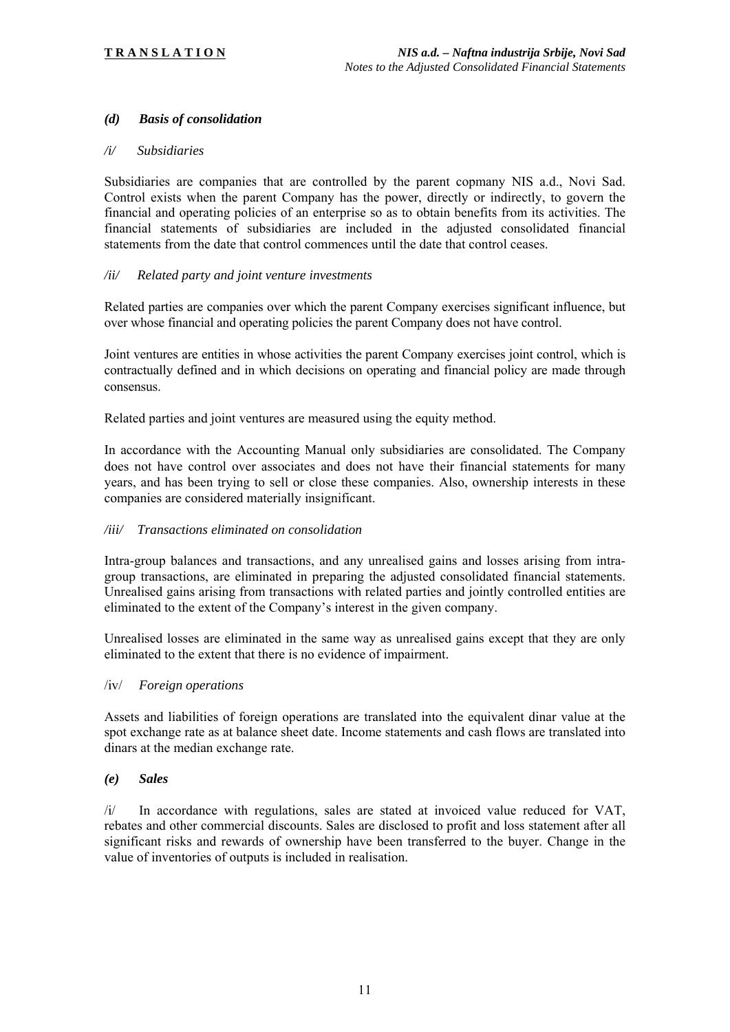### *(d) Basis of consolidation*

#### */i/ Subsidiaries*

Subsidiaries are companies that are controlled by the parent copmany NIS a.d., Novi Sad. Control exists when the parent Company has the power, directly or indirectly, to govern the financial and operating policies of an enterprise so as to obtain benefits from its activities. The financial statements of subsidiaries are included in the adjusted consolidated financial statements from the date that control commences until the date that control ceases.

#### */ii/ Related party and joint venture investments*

Related parties are companies over which the parent Company exercises significant influence, but over whose financial and operating policies the parent Company does not have control.

Joint ventures are entities in whose activities the parent Company exercises joint control, which is contractually defined and in which decisions on operating and financial policy are made through consensus.

Related parties and joint ventures are measured using the equity method.

In accordance with the Accounting Manual only subsidiaries are consolidated. The Company does not have control over associates and does not have their financial statements for many years, and has been trying to sell or close these companies. Also, ownership interests in these companies are considered materially insignificant.

#### */iii/ Transactions eliminated on consolidation*

Intra-group balances and transactions, and any unrealised gains and losses arising from intra-group transactions, are eliminated in preparing the adjusted consolidated financial statements. Unrealised gains arising from transactions with related parties and jointly controlled entities are eliminated to the extent of the Company's interest in the given company.

Unrealised losses are eliminated in the same way as unrealised gains except that they are only eliminated to the extent that there is no evidence of impairment.

#### /iv/ *Foreign operations*

Assets and liabilities of foreign operations are translated into the equivalent dinar value at the spot exchange rate as at balance sheet date. Income statements and cash flows are translated into dinars at the median exchange rate.

### *(e) Sales*

/i/ In accordance with regulations, sales are stated at invoiced value reduced for VAT, rebates and other commercial discounts. Sales are disclosed to profit and loss statement after all significant risks and rewards of ownership have been transferred to the buyer. Change in the value of inventories of outputs is included in realisation.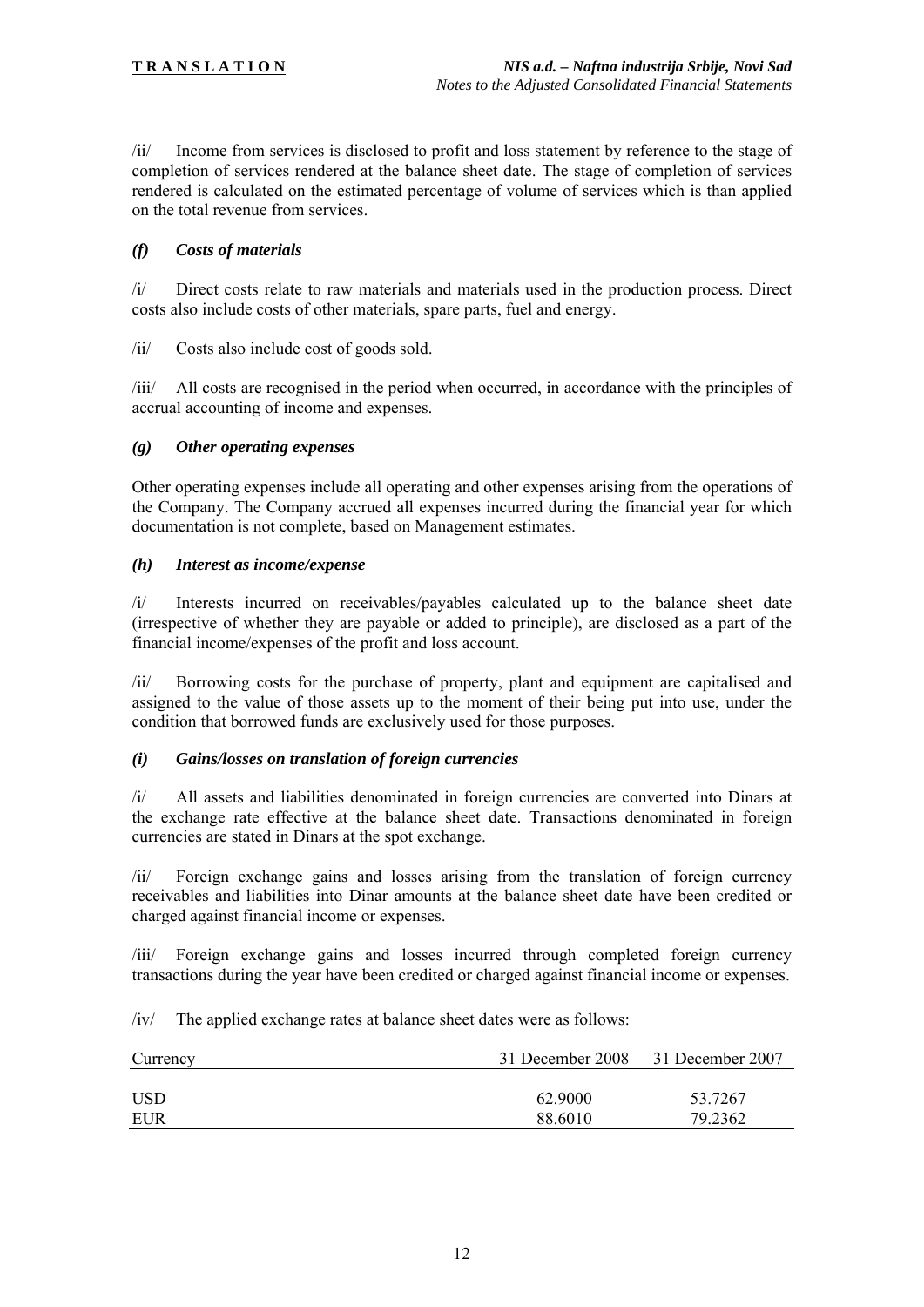/ii/ Income from services is disclosed to profit and loss statement by reference to the stage of completion of services rendered at the balance sheet date. The stage of completion of services rendered is calculated on the estimated percentage of volume of services which is than applied on the total revenue from services.

### *(f) Costs of materials*

/i/ Direct costs relate to raw materials and materials used in the production process. Direct costs also include costs of other materials, spare parts, fuel and energy.

/ii/ Costs also include cost of goods sold.

/iii/ All costs are recognised in the period when occurred, in accordance with the principles of accrual accounting of income and expenses.

### *(g) Other operating expenses*

Other operating expenses include all operating and other expenses arising from the operations of the Company. The Company accrued all expenses incurred during the financial year for which documentation is not complete, based on Management estimates.

### *(h) Interest as income/expense*

/i/ Interests incurred on receivables/payables calculated up to the balance sheet date (irrespective of whether they are payable or added to principle), are disclosed as a part of the financial income/expenses of the profit and loss account.

/ii/ Borrowing costs for the purchase of property, plant and equipment are capitalised and assigned to the value of those assets up to the moment of their being put into use, under the condition that borrowed funds are exclusively used for those purposes.

### *(i) Gains/losses on translation of foreign currencies*

/i/ All assets and liabilities denominated in foreign currencies are converted into Dinars at the exchange rate effective at the balance sheet date. Transactions denominated in foreign currencies are stated in Dinars at the spot exchange.

/ii/ Foreign exchange gains and losses arising from the translation of foreign currency receivables and liabilities into Dinar amounts at the balance sheet date have been credited or charged against financial income or expenses.

/iii/ Foreign exchange gains and losses incurred through completed foreign currency transactions during the year have been credited or charged against financial income or expenses.

/iv/ The applied exchange rates at balance sheet dates were as follows:

| Currency | 31 December 2008 | 31 December 2007 |
|---|---|---|
| USD | 62.9000 | 53.7267 |
| EUR | 88.6010 | 79.2362 |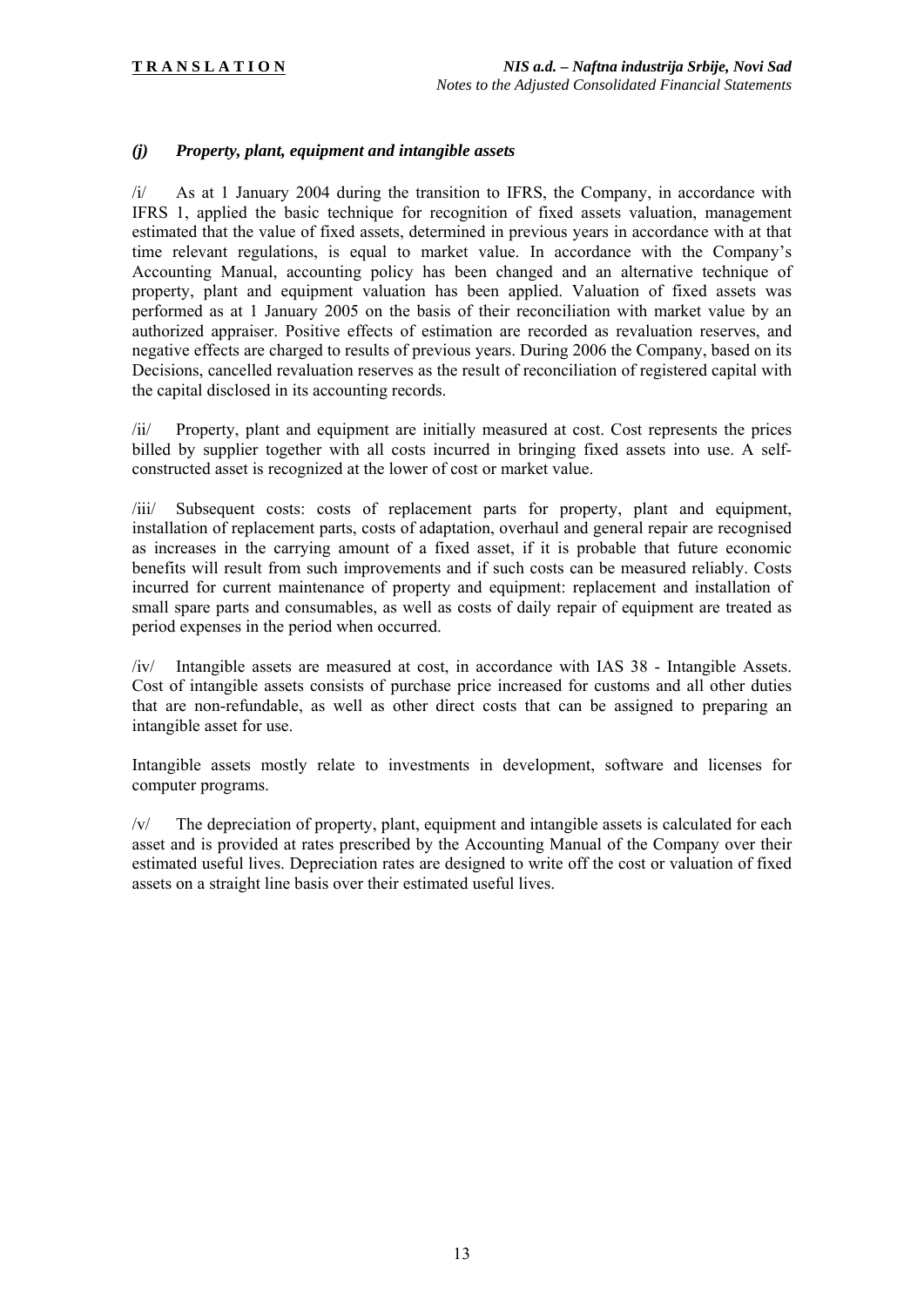### *(j) Property, plant, equipment and intangible assets*

/i/ As at 1 January 2004 during the transition to IFRS, the Company, in accordance with IFRS 1, applied the basic technique for recognition of fixed assets valuation, management estimated that the value of fixed assets, determined in previous years in accordance with at that time relevant regulations, is equal to market value. In accordance with the Company's Accounting Manual, accounting policy has been changed and an alternative technique of property, plant and equipment valuation has been applied. Valuation of fixed assets was performed as at 1 January 2005 on the basis of their reconciliation with market value by an authorized appraiser. Positive effects of estimation are recorded as revaluation reserves, and negative effects are charged to results of previous years. During 2006 the Company, based on its Decisions, cancelled revaluation reserves as the result of reconciliation of registered capital with the capital disclosed in its accounting records.

/ii/ Property, plant and equipment are initially measured at cost. Cost represents the prices billed by supplier together with all costs incurred in bringing fixed assets into use. A self-constructed asset is recognized at the lower of cost or market value.

/iii/ Subsequent costs: costs of replacement parts for property, plant and equipment, installation of replacement parts, costs of adaptation, overhaul and general repair are recognised as increases in the carrying amount of a fixed asset, if it is probable that future economic benefits will result from such improvements and if such costs can be measured reliably. Costs incurred for current maintenance of property and equipment: replacement and installation of small spare parts and consumables, as well as costs of daily repair of equipment are treated as period expenses in the period when occurred.

/iv/ Intangible assets are measured at cost, in accordance with IAS 38 - Intangible Assets. Cost of intangible assets consists of purchase price increased for customs and all other duties that are non-refundable, as well as other direct costs that can be assigned to preparing an intangible asset for use.

Intangible assets mostly relate to investments in development, software and licenses for computer programs.

/v/ The depreciation of property, plant, equipment and intangible assets is calculated for each asset and is provided at rates prescribed by the Accounting Manual of the Company over their estimated useful lives. Depreciation rates are designed to write off the cost or valuation of fixed assets on a straight line basis over their estimated useful lives.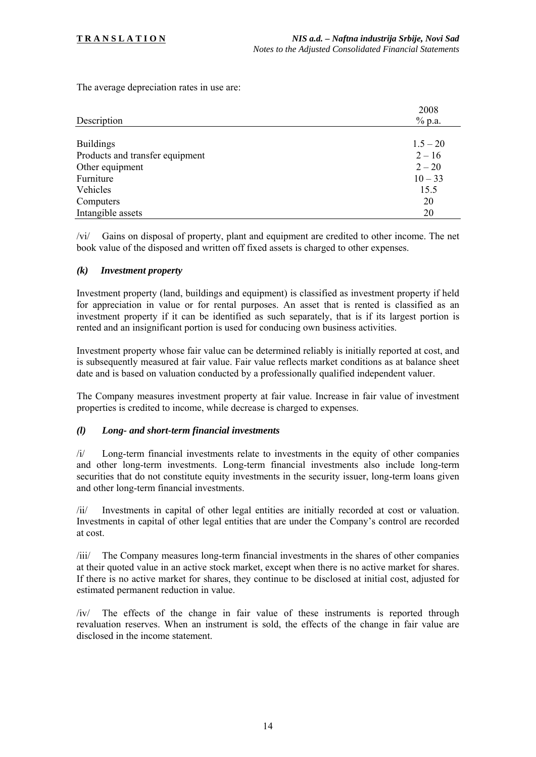The average depreciation rates in use are:

| Description | 2008<br>% p.a. |
|---|---|
| Buildings | 1.5 – 20 |
| Products and transfer equipment | 2 – 16 |
| Other equipment | 2 – 20 |
| Furniture | 10 – 33 |
| Vehicles | 15.5 |
| Computers | 20 |
| Intangible assets | 20 |

/vi/ Gains on disposal of property, plant and equipment are credited to other income. The net book value of the disposed and written off fixed assets is charged to other expenses.

### *(k) Investment property*

Investment property (land, buildings and equipment) is classified as investment property if held for appreciation in value or for rental purposes. An asset that is rented is classified as an investment property if it can be identified as such separately, that is if its largest portion is rented and an insignificant portion is used for conducing own business activities.

Investment property whose fair value can be determined reliably is initially reported at cost, and is subsequently measured at fair value. Fair value reflects market conditions as at balance sheet date and is based on valuation conducted by a professionally qualified independent valuer.

The Company measures investment property at fair value. Increase in fair value of investment properties is credited to income, while decrease is charged to expenses.

### *(l) Long- and short-term financial investments*

/i/ Long-term financial investments relate to investments in the equity of other companies and other long-term investments. Long-term financial investments also include long-term securities that do not constitute equity investments in the security issuer, long-term loans given and other long-term financial investments.

/ii/ Investments in capital of other legal entities are initially recorded at cost or valuation. Investments in capital of other legal entities that are under the Company's control are recorded at cost.

/iii/ The Company measures long-term financial investments in the shares of other companies at their quoted value in an active stock market, except when there is no active market for shares. If there is no active market for shares, they continue to be disclosed at initial cost, adjusted for estimated permanent reduction in value.

/iv/ The effects of the change in fair value of these instruments is reported through revaluation reserves. When an instrument is sold, the effects of the change in fair value are disclosed in the income statement.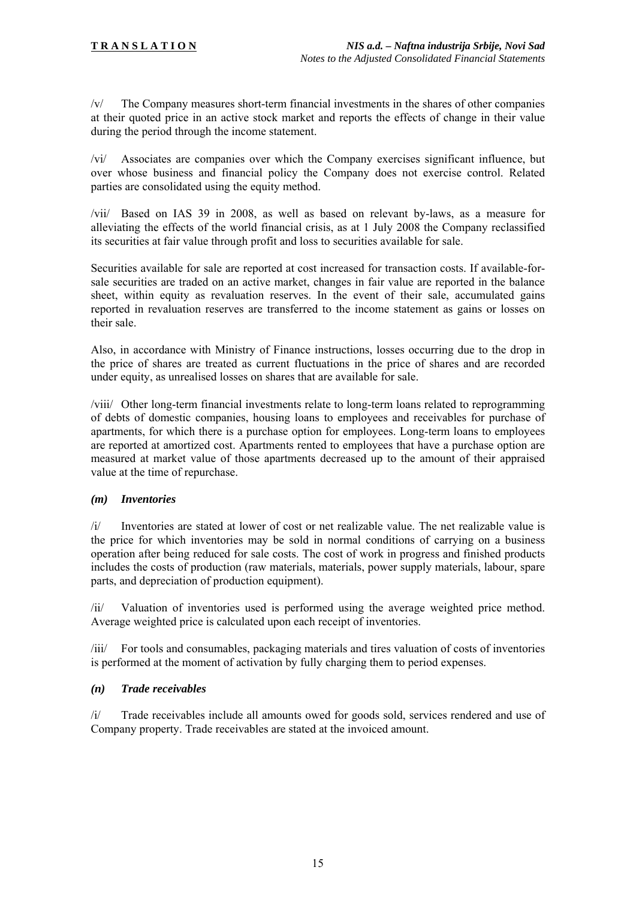/v/ The Company measures short-term financial investments in the shares of other companies at their quoted price in an active stock market and reports the effects of change in their value during the period through the income statement.

/vi/ Associates are companies over which the Company exercises significant influence, but over whose business and financial policy the Company does not exercise control. Related parties are consolidated using the equity method.

/vii/ Based on IAS 39 in 2008, as well as based on relevant by-laws, as a measure for alleviating the effects of the world financial crisis, as at 1 July 2008 the Company reclassified its securities at fair value through profit and loss to securities available for sale.

Securities available for sale are reported at cost increased for transaction costs. If available-for-sale securities are traded on an active market, changes in fair value are reported in the balance sheet, within equity as revaluation reserves. In the event of their sale, accumulated gains reported in revaluation reserves are transferred to the income statement as gains or losses on their sale.

Also, in accordance with Ministry of Finance instructions, losses occurring due to the drop in the price of shares are treated as current fluctuations in the price of shares and are recorded under equity, as unrealised losses on shares that are available for sale.

/viii/ Other long-term financial investments relate to long-term loans related to reprogramming of debts of domestic companies, housing loans to employees and receivables for purchase of apartments, for which there is a purchase option for employees. Long-term loans to employees are reported at amortized cost. Apartments rented to employees that have a purchase option are measured at market value of those apartments decreased up to the amount of their appraised value at the time of repurchase.

### *(m) Inventories*

/i/ Inventories are stated at lower of cost or net realizable value. The net realizable value is the price for which inventories may be sold in normal conditions of carrying on a business operation after being reduced for sale costs. The cost of work in progress and finished products includes the costs of production (raw materials, materials, power supply materials, labour, spare parts, and depreciation of production equipment).

/ii/ Valuation of inventories used is performed using the average weighted price method. Average weighted price is calculated upon each receipt of inventories.

/iii/ For tools and consumables, packaging materials and tires valuation of costs of inventories is performed at the moment of activation by fully charging them to period expenses.

### *(n) Trade receivables*

/i/ Trade receivables include all amounts owed for goods sold, services rendered and use of Company property. Trade receivables are stated at the invoiced amount.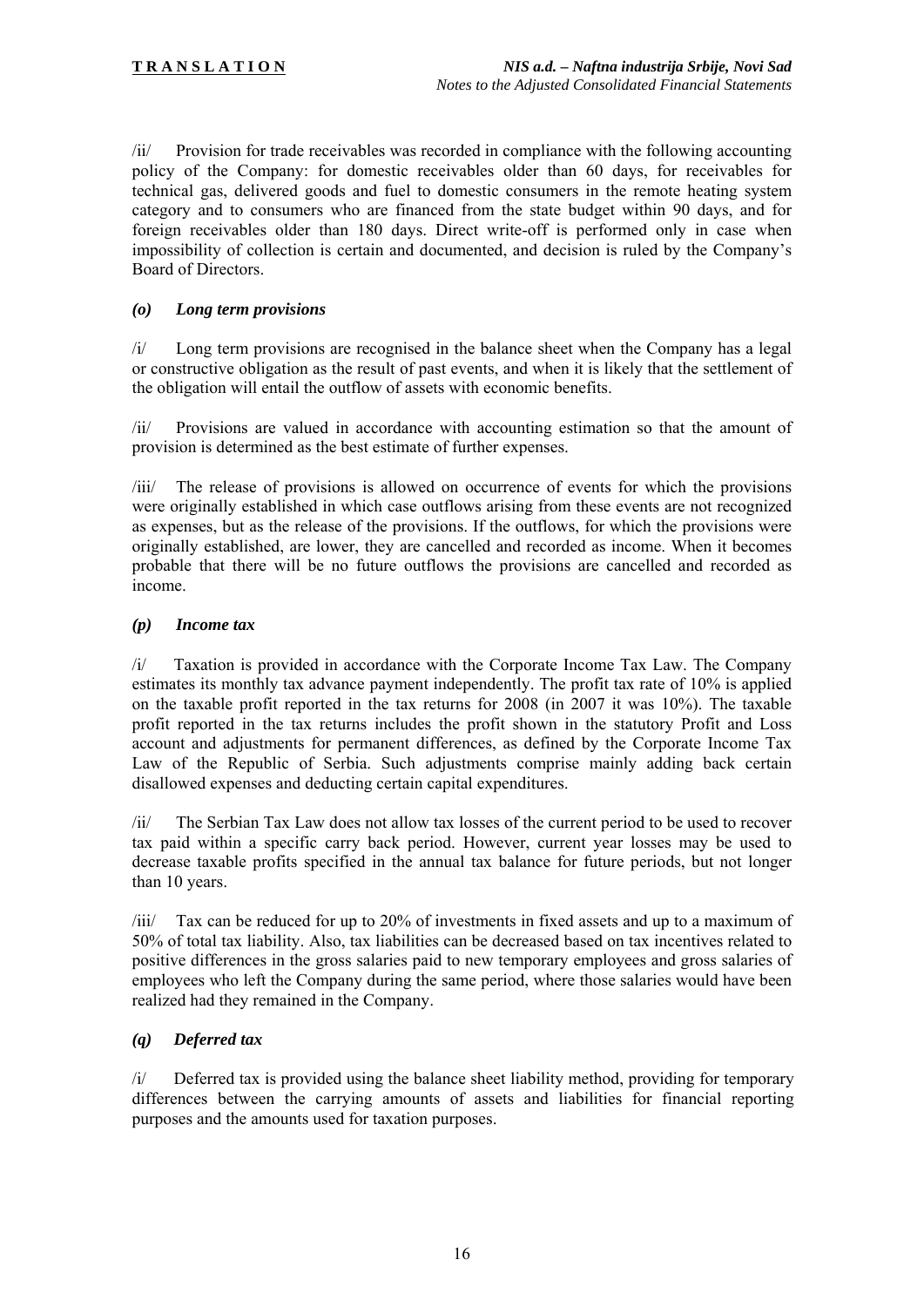/ii/ Provision for trade receivables was recorded in compliance with the following accounting policy of the Company: for domestic receivables older than 60 days, for receivables for technical gas, delivered goods and fuel to domestic consumers in the remote heating system category and to consumers who are financed from the state budget within 90 days, and for foreign receivables older than 180 days. Direct write-off is performed only in case when impossibility of collection is certain and documented, and decision is ruled by the Company's Board of Directors.

### *(o) Long term provisions*

/i/ Long term provisions are recognised in the balance sheet when the Company has a legal or constructive obligation as the result of past events, and when it is likely that the settlement of the obligation will entail the outflow of assets with economic benefits.

/ii/ Provisions are valued in accordance with accounting estimation so that the amount of provision is determined as the best estimate of further expenses.

/iii/ The release of provisions is allowed on occurrence of events for which the provisions were originally established in which case outflows arising from these events are not recognized as expenses, but as the release of the provisions. If the outflows, for which the provisions were originally established, are lower, they are cancelled and recorded as income. When it becomes probable that there will be no future outflows the provisions are cancelled and recorded as income.

### *(p) Income tax*

/i/ Taxation is provided in accordance with the Corporate Income Tax Law. The Company estimates its monthly tax advance payment independently. The profit tax rate of 10% is applied on the taxable profit reported in the tax returns for 2008 (in 2007 it was 10%). The taxable profit reported in the tax returns includes the profit shown in the statutory Profit and Loss account and adjustments for permanent differences, as defined by the Corporate Income Tax Law of the Republic of Serbia. Such adjustments comprise mainly adding back certain disallowed expenses and deducting certain capital expenditures.

/ii/ The Serbian Tax Law does not allow tax losses of the current period to be used to recover tax paid within a specific carry back period. However, current year losses may be used to decrease taxable profits specified in the annual tax balance for future periods, but not longer than 10 years.

/iii/ Tax can be reduced for up to 20% of investments in fixed assets and up to a maximum of 50% of total tax liability. Also, tax liabilities can be decreased based on tax incentives related to positive differences in the gross salaries paid to new temporary employees and gross salaries of employees who left the Company during the same period, where those salaries would have been realized had they remained in the Company.

### *(q) Deferred tax*

/i/ Deferred tax is provided using the balance sheet liability method, providing for temporary differences between the carrying amounts of assets and liabilities for financial reporting purposes and the amounts used for taxation purposes.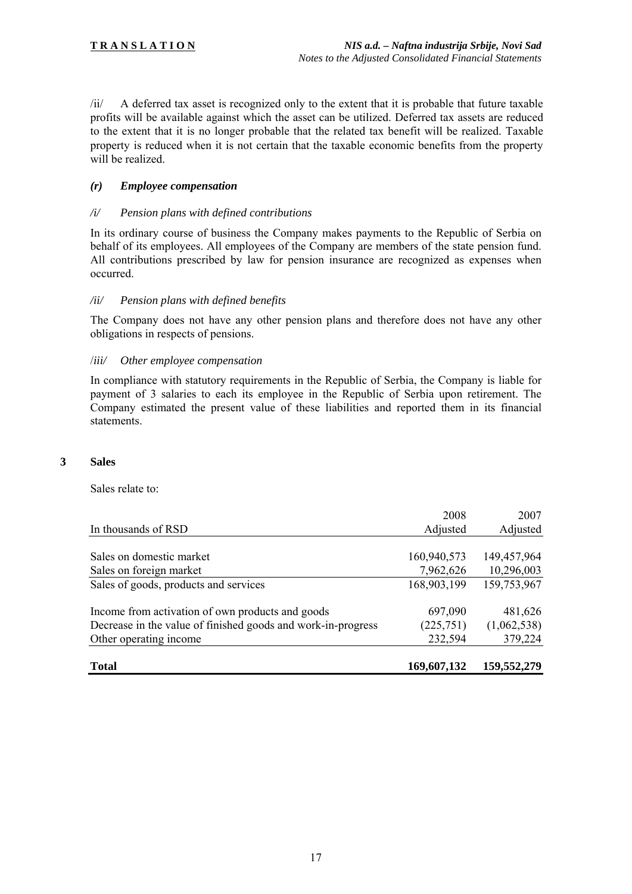/ii/ A deferred tax asset is recognized only to the extent that it is probable that future taxable profits will be available against which the asset can be utilized. Deferred tax assets are reduced to the extent that it is no longer probable that the related tax benefit will be realized. Taxable property is reduced when it is not certain that the taxable economic benefits from the property will be realized.

### *(r) Employee compensation*

#### */i/ Pension plans with defined contributions*

In its ordinary course of business the Company makes payments to the Republic of Serbia on behalf of its employees. All employees of the Company are members of the state pension fund. All contributions prescribed by law for pension insurance are recognized as expenses when occurred.

#### */ii/ Pension plans with defined benefits*

The Company does not have any other pension plans and therefore does not have any other obligations in respects of pensions.

#### */iii/ Other employee compensation*

In compliance with statutory requirements in the Republic of Serbia, the Company is liable for payment of 3 salaries to each its employee in the Republic of Serbia upon retirement. The Company estimated the present value of these liabilities and reported them in its financial statements.

## 3 Sales

Sales relate to:

| In thousands of RSD | 2008 Adjusted | 2007 Adjusted |
|---|---|---|
| Sales on domestic market | 160,940,573 | 149,457,964 |
| Sales on foreign market | 7,962,626 | 10,296,003 |
| Sales of goods, products and services | 168,903,199 | 159,753,967 |
| Income from activation of own products and goods | 697,090 | 481,626 |
| Decrease in the value of finished goods and work-in-progress | (225,751) | (1,062,538) |
| Other operating income | 232,594 | 379,224 |
| **Total** | **169,607,132** | **159,552,279** |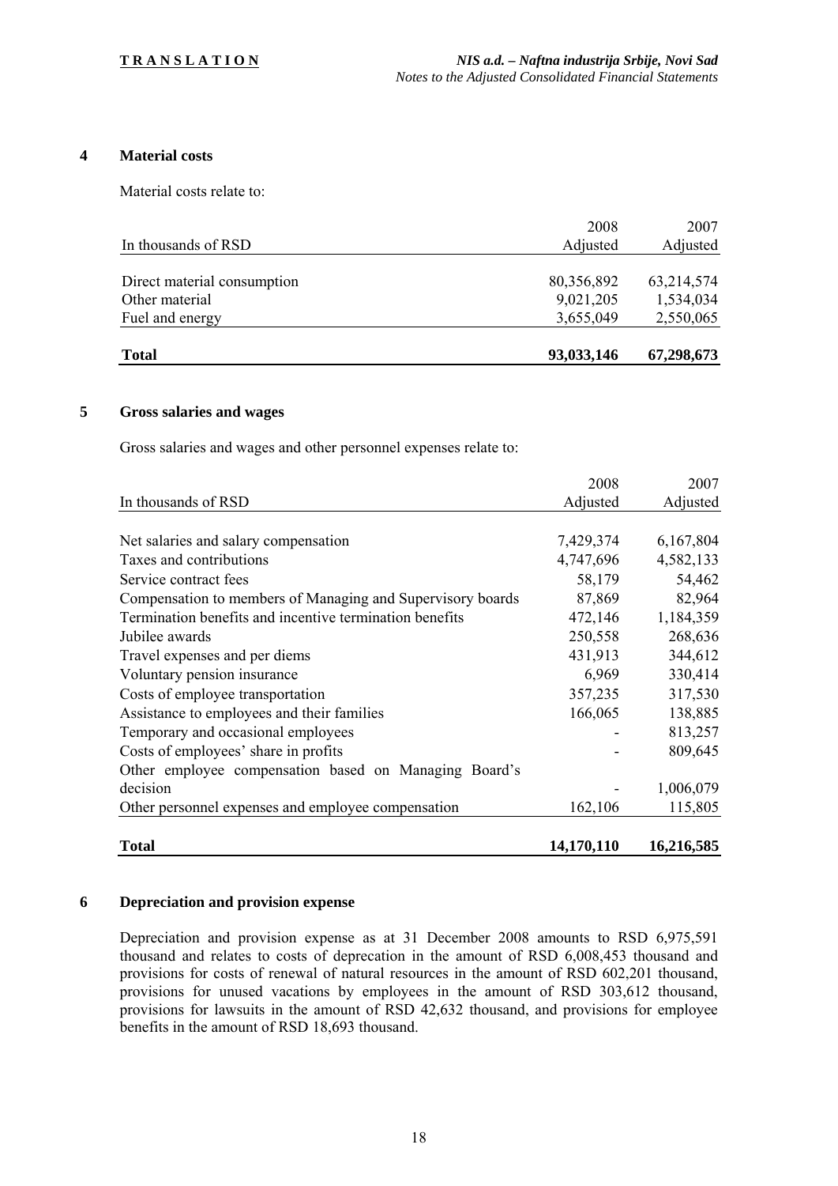## 4 Material costs

Material costs relate to:

| In thousands of RSD | 2008 Adjusted | 2007 Adjusted |
|---|---|---|
| Direct material consumption | 80,356,892 | 63,214,574 |
| Other material | 9,021,205 | 1,534,034 |
| Fuel and energy | 3,655,049 | 2,550,065 |
| **Total** | **93,033,146** | **67,298,673** |

## 5 Gross salaries and wages

Gross salaries and wages and other personnel expenses relate to:

| In thousands of RSD | 2008 Adjusted | 2007 Adjusted |
|---|---|---|
| Net salaries and salary compensation | 7,429,374 | 6,167,804 |
| Taxes and contributions | 4,747,696 | 4,582,133 |
| Service contract fees | 58,179 | 54,462 |
| Compensation to members of Managing and Supervisory boards | 87,869 | 82,964 |
| Termination benefits and incentive termination benefits | 472,146 | 1,184,359 |
| Jubilee awards | 250,558 | 268,636 |
| Travel expenses and per diems | 431,913 | 344,612 |
| Voluntary pension insurance | 6,969 | 330,414 |
| Costs of employee transportation | 357,235 | 317,530 |
| Assistance to employees and their families | 166,065 | 138,885 |
| Temporary and occasional employees | - | 813,257 |
| Costs of employees' share in profits | - | 809,645 |
| Other employee compensation based on Managing Board's decision | - | 1,006,079 |
| Other personnel expenses and employee compensation | 162,106 | 115,805 |
| **Total** | **14,170,110** | **16,216,585** |

## 6 Depreciation and provision expense

Depreciation and provision expense as at 31 December 2008 amounts to RSD 6,975,591 thousand and relates to costs of deprecation in the amount of RSD 6,008,453 thousand and provisions for costs of renewal of natural resources in the amount of RSD 602,201 thousand, provisions for unused vacations by employees in the amount of RSD 303,612 thousand, provisions for lawsuits in the amount of RSD 42,632 thousand, and provisions for employee benefits in the amount of RSD 18,693 thousand.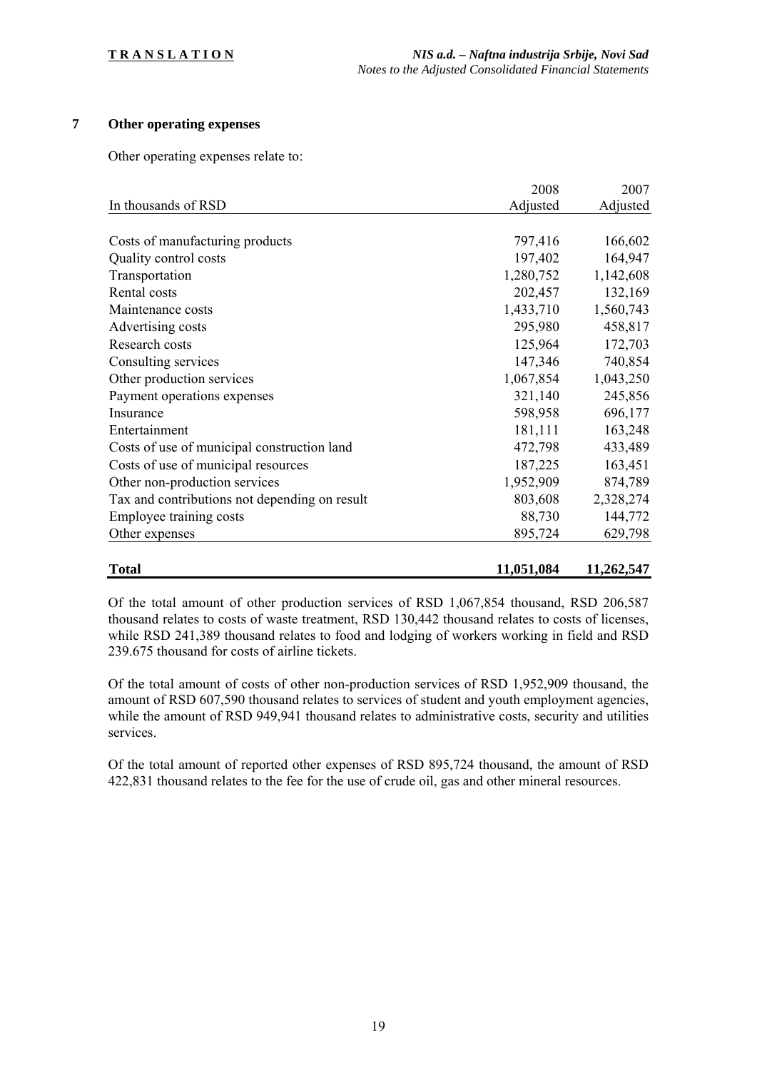## 7 Other operating expenses

Other operating expenses relate to:

| In thousands of RSD | 2008 Adjusted | 2007 Adjusted |
|---|---|---|
| Costs of manufacturing products | 797,416 | 166,602 |
| Quality control costs | 197,402 | 164,947 |
| Transportation | 1,280,752 | 1,142,608 |
| Rental costs | 202,457 | 132,169 |
| Maintenance costs | 1,433,710 | 1,560,743 |
| Advertising costs | 295,980 | 458,817 |
| Research costs | 125,964 | 172,703 |
| Consulting services | 147,346 | 740,854 |
| Other production services | 1,067,854 | 1,043,250 |
| Payment operations expenses | 321,140 | 245,856 |
| Insurance | 598,958 | 696,177 |
| Entertainment | 181,111 | 163,248 |
| Costs of use of municipal construction land | 472,798 | 433,489 |
| Costs of use of municipal resources | 187,225 | 163,451 |
| Other non-production services | 1,952,909 | 874,789 |
| Tax and contributions not depending on result | 803,608 | 2,328,274 |
| Employee training costs | 88,730 | 144,772 |
| Other expenses | 895,724 | 629,798 |
| **Total** | **11,051,084** | **11,262,547** |

Of the total amount of other production services of RSD 1,067,854 thousand, RSD 206,587 thousand relates to costs of waste treatment, RSD 130,442 thousand relates to costs of licenses, while RSD 241,389 thousand relates to food and lodging of workers working in field and RSD 239.675 thousand for costs of airline tickets.

Of the total amount of costs of other non-production services of RSD 1,952,909 thousand, the amount of RSD 607,590 thousand relates to services of student and youth employment agencies, while the amount of RSD 949,941 thousand relates to administrative costs, security and utilities services.

Of the total amount of reported other expenses of RSD 895,724 thousand, the amount of RSD 422,831 thousand relates to the fee for the use of crude oil, gas and other mineral resources.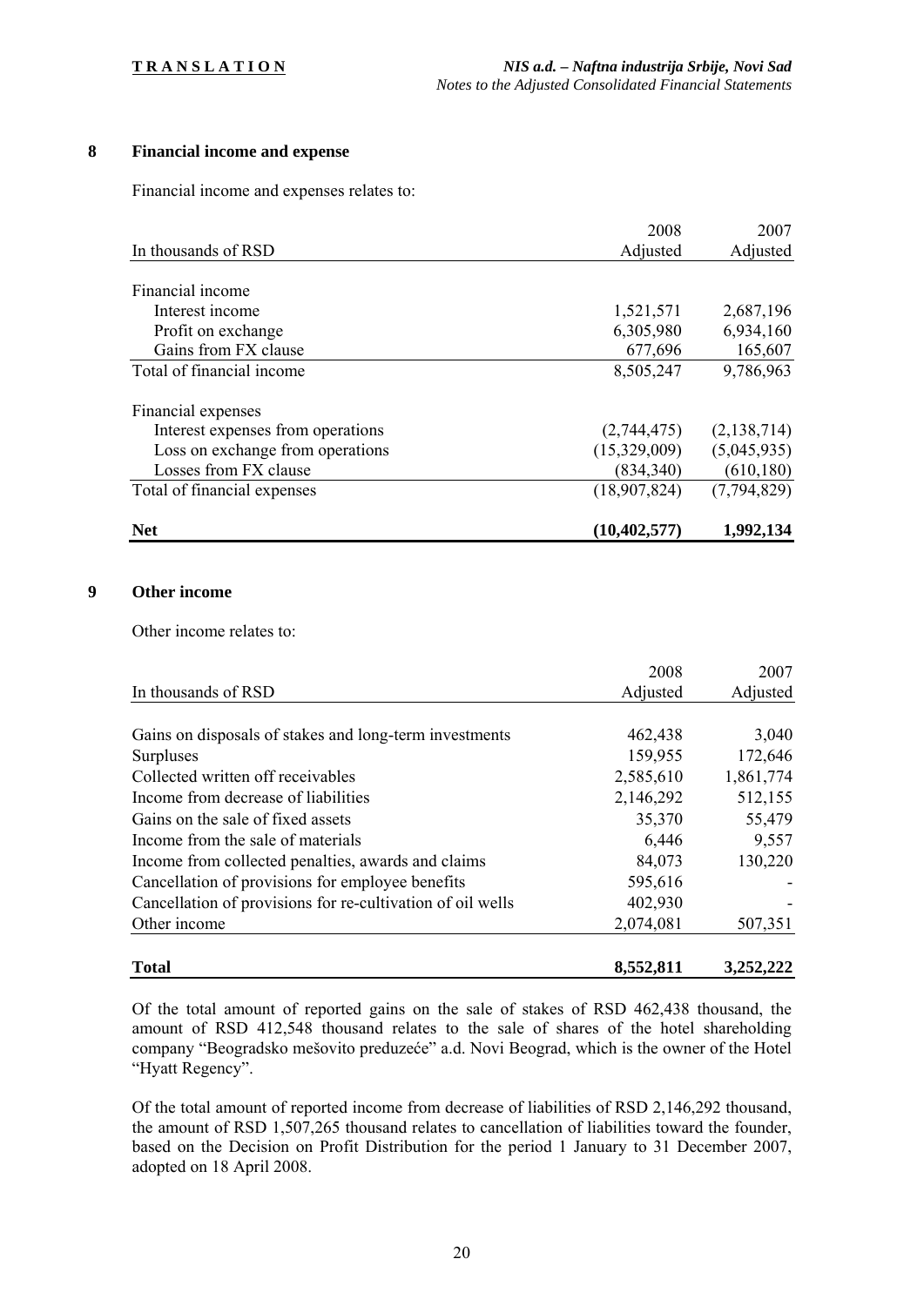## 8 Financial income and expense

Financial income and expenses relates to:

| In thousands of RSD | 2008 Adjusted | 2007 Adjusted |
|---|---|---|
| Financial income | | |
| Interest income | 1,521,571 | 2,687,196 |
| Profit on exchange | 6,305,980 | 6,934,160 |
| Gains from FX clause | 677,696 | 165,607 |
| Total of financial income | 8,505,247 | 9,786,963 |
| Financial expenses | | |
| Interest expenses from operations | (2,744,475) | (2,138,714) |
| Loss on exchange from operations | (15,329,009) | (5,045,935) |
| Losses from FX clause | (834,340) | (610,180) |
| Total of financial expenses | (18,907,824) | (7,794,829) |
| **Net** | **(10,402,577)** | **1,992,134** |

## 9 Other income

Other income relates to:

| In thousands of RSD | 2008 Adjusted | 2007 Adjusted |
|---|---|---|
| Gains on disposals of stakes and long-term investments | 462,438 | 3,040 |
| Surpluses | 159,955 | 172,646 |
| Collected written off receivables | 2,585,610 | 1,861,774 |
| Income from decrease of liabilities | 2,146,292 | 512,155 |
| Gains on the sale of fixed assets | 35,370 | 55,479 |
| Income from the sale of materials | 6,446 | 9,557 |
| Income from collected penalties, awards and claims | 84,073 | 130,220 |
| Cancellation of provisions for employee benefits | 595,616 | - |
| Cancellation of provisions for re-cultivation of oil wells | 402,930 | - |
| Other income | 2,074,081 | 507,351 |
| **Total** | **8,552,811** | **3,252,222** |

Of the total amount of reported gains on the sale of stakes of RSD 462,438 thousand, the amount of RSD 412,548 thousand relates to the sale of shares of the hotel shareholding company "Beogradsko mešovito preduzeće" a.d. Novi Beograd, which is the owner of the Hotel "Hyatt Regency".

Of the total amount of reported income from decrease of liabilities of RSD 2,146,292 thousand, the amount of RSD 1,507,265 thousand relates to cancellation of liabilities toward the founder, based on the Decision on Profit Distribution for the period 1 January to 31 December 2007, adopted on 18 April 2008.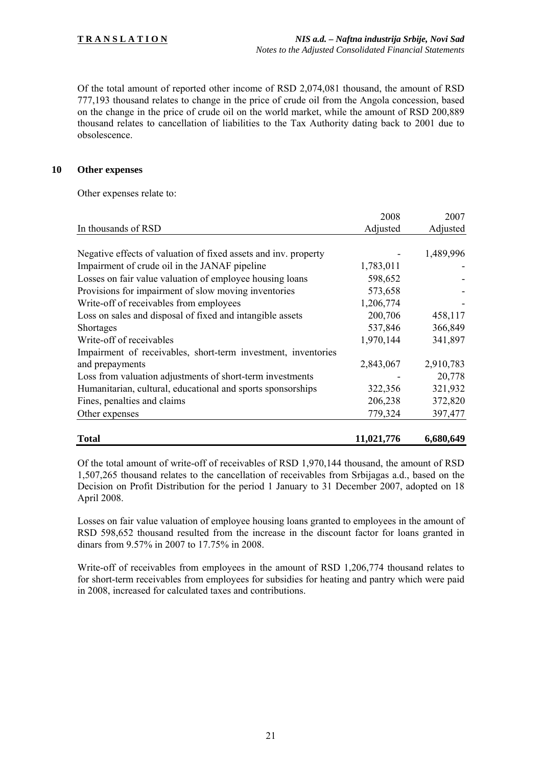Of the total amount of reported other income of RSD 2,074,081 thousand, the amount of RSD 777,193 thousand relates to change in the price of crude oil from the Angola concession, based on the change in the price of crude oil on the world market, while the amount of RSD 200,889 thousand relates to cancellation of liabilities to the Tax Authority dating back to 2001 due to obsolescence.

## 10 Other expenses

Other expenses relate to:

| In thousands of RSD | 2008 Adjusted | 2007 Adjusted |
|---|---|---|
| Negative effects of valuation of fixed assets and inv. property | - | 1,489,996 |
| Impairment of crude oil in the JANAF pipeline | 1,783,011 | - |
| Losses on fair value valuation of employee housing loans | 598,652 | - |
| Provisions for impairment of slow moving inventories | 573,658 | - |
| Write-off of receivables from employees | 1,206,774 | - |
| Loss on sales and disposal of fixed and intangible assets | 200,706 | 458,117 |
| Shortages | 537,846 | 366,849 |
| Write-off of receivables | 1,970,144 | 341,897 |
| Impairment of receivables, short-term investment, inventories and prepayments | 2,843,067 | 2,910,783 |
| Loss from valuation adjustments of short-term investments | - | 20,778 |
| Humanitarian, cultural, educational and sports sponsorships | 322,356 | 321,932 |
| Fines, penalties and claims | 206,238 | 372,820 |
| Other expenses | 779,324 | 397,477 |
| **Total** | **11,021,776** | **6,680,649** |

Of the total amount of write-off of receivables of RSD 1,970,144 thousand, the amount of RSD 1,507,265 thousand relates to the cancellation of receivables from Srbijagas a.d., based on the Decision on Profit Distribution for the period 1 January to 31 December 2007, adopted on 18 April 2008.

Losses on fair value valuation of employee housing loans granted to employees in the amount of RSD 598,652 thousand resulted from the increase in the discount factor for loans granted in dinars from 9.57% in 2007 to 17.75% in 2008.

Write-off of receivables from employees in the amount of RSD 1,206,774 thousand relates to for short-term receivables from employees for subsidies for heating and pantry which were paid in 2008, increased for calculated taxes and contributions.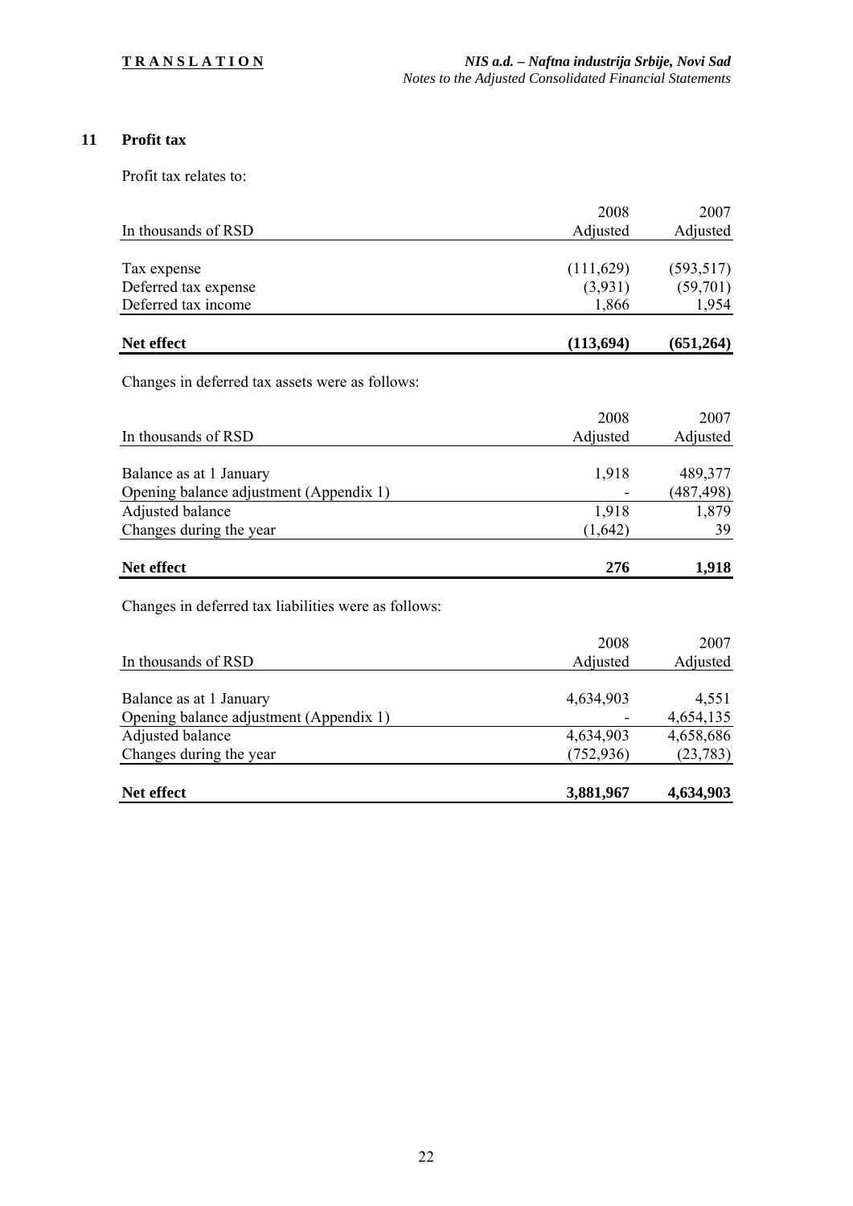## 11 Profit tax

Profit tax relates to:

| In thousands of RSD | 2008 Adjusted | 2007 Adjusted |
|---|---|---|
| Tax expense | (111,629) | (593,517) |
| Deferred tax expense | (3,931) | (59,701) |
| Deferred tax income | 1,866 | 1,954 |
| **Net effect** | **(113,694)** | **(651,264)** |

Changes in deferred tax assets were as follows:

| In thousands of RSD | 2008 Adjusted | 2007 Adjusted |
|---|---|---|
| Balance as at 1 January | 1,918 | 489,377 |
| Opening balance adjustment (Appendix 1) | - | (487,498) |
| Adjusted balance | 1,918 | 1,879 |
| Changes during the year | (1,642) | 39 |
| **Net effect** | **276** | **1,918** |

Changes in deferred tax liabilities were as follows:

| In thousands of RSD | 2008 Adjusted | 2007 Adjusted |
|---|---|---|
| Balance as at 1 January | 4,634,903 | 4,551 |
| Opening balance adjustment (Appendix 1) | - | 4,654,135 |
| Adjusted balance | 4,634,903 | 4,658,686 |
| Changes during the year | (752,936) | (23,783) |
| **Net effect** | **3,881,967** | **4,634,903** |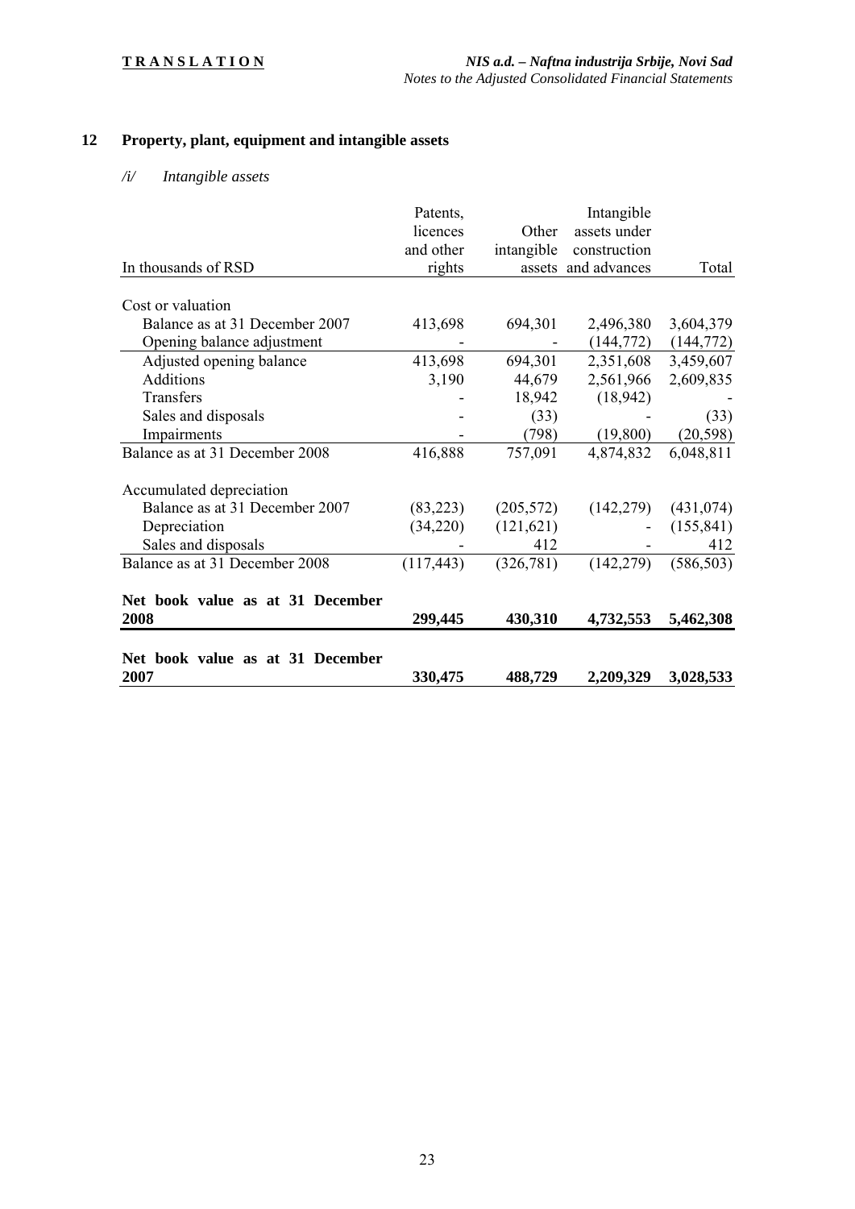## 12 Property, plant, equipment and intangible assets

### */i/ Intangible assets*

| In thousands of RSD | Patents, licences and other rights | Other intangible assets | Intangible assets under construction and advances | Total |
|---|---|---|---|---|
| Cost or valuation | | | | |
| Balance as at 31 December 2007 | 413,698 | 694,301 | 2,496,380 | 3,604,379 |
| Opening balance adjustment | - | - | (144,772) | (144,772) |
| Adjusted opening balance | 413,698 | 694,301 | 2,351,608 | 3,459,607 |
| Additions | 3,190 | 44,679 | 2,561,966 | 2,609,835 |
| Transfers | - | 18,942 | (18,942) | - |
| Sales and disposals | - | (33) | - | (33) |
| Impairments | - | (798) | (19,800) | (20,598) |
| Balance as at 31 December 2008 | 416,888 | 757,091 | 4,874,832 | 6,048,811 |
| Accumulated depreciation | | | | |
| Balance as at 31 December 2007 | (83,223) | (205,572) | (142,279) | (431,074) |
| Depreciation | (34,220) | (121,621) | - | (155,841) |
| Sales and disposals | - | 412 | - | 412 |
| Balance as at 31 December 2008 | (117,443) | (326,781) | (142,279) | (586,503) |
| **Net book value as at 31 December 2008** | **299,445** | **430,310** | **4,732,553** | **5,462,308** |
| **Net book value as at 31 December 2007** | **330,475** | **488,729** | **2,209,329** | **3,028,533** |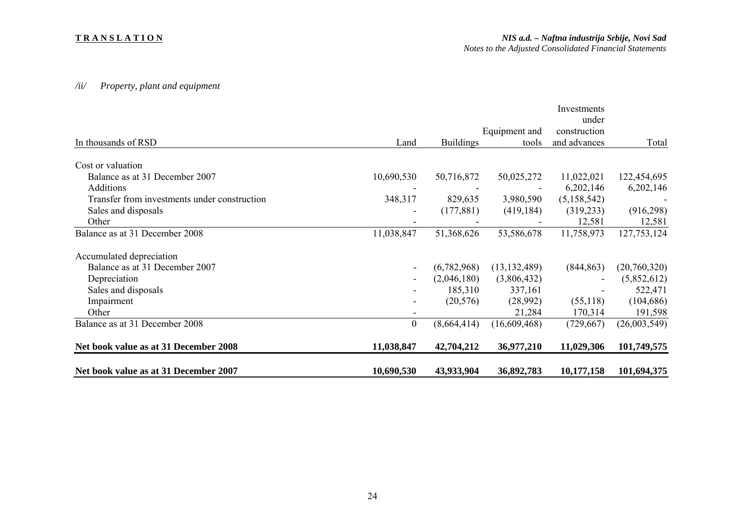*/ii/ Property, plant and equipment*

| In thousands of RSD | Land | Buildings | Equipment and tools | Investments under construction and advances | Total |
|---|---|---|---|---|---|
| Cost or valuation | | | | | |
| Balance as at 31 December 2007 | 10,690,530 | 50,716,872 | 50,025,272 | 11,022,021 | 122,454,695 |
| Additions | - | - | - | 6,202,146 | 6,202,146 |
| Transfer from investments under construction | 348,317 | 829,635 | 3,980,590 | (5,158,542) | - |
| Sales and disposals | - | (177,881) | (419,184) | (319,233) | (916,298) |
| Other | - | - | - | 12,581 | 12,581 |
| Balance as at 31 December 2008 | 11,038,847 | 51,368,626 | 53,586,678 | 11,758,973 | 127,753,124 |
| Accumulated depreciation | | | | | |
| Balance as at 31 December 2007 | - | (6,782,968) | (13,132,489) | (844,863) | (20,760,320) |
| Depreciation | - | (2,046,180) | (3,806,432) | - | (5,852,612) |
| Sales and disposals | - | 185,310 | 337,161 | - | 522,471 |
| Impairment | - | (20,576) | (28,992) | (55,118) | (104,686) |
| Other | - | | 21,284 | 170,314 | 191,598 |
| Balance as at 31 December 2008 | 0 | (8,664,414) | (16,609,468) | (729,667) | (26,003,549) |
| **Net book value as at 31 December 2008** | **11,038,847** | **42,704,212** | **36,977,210** | **11,029,306** | **101,749,575** |
| **Net book value as at 31 December 2007** | **10,690,530** | **43,933,904** | **36,892,783** | **10,177,158** | **101,694,375** |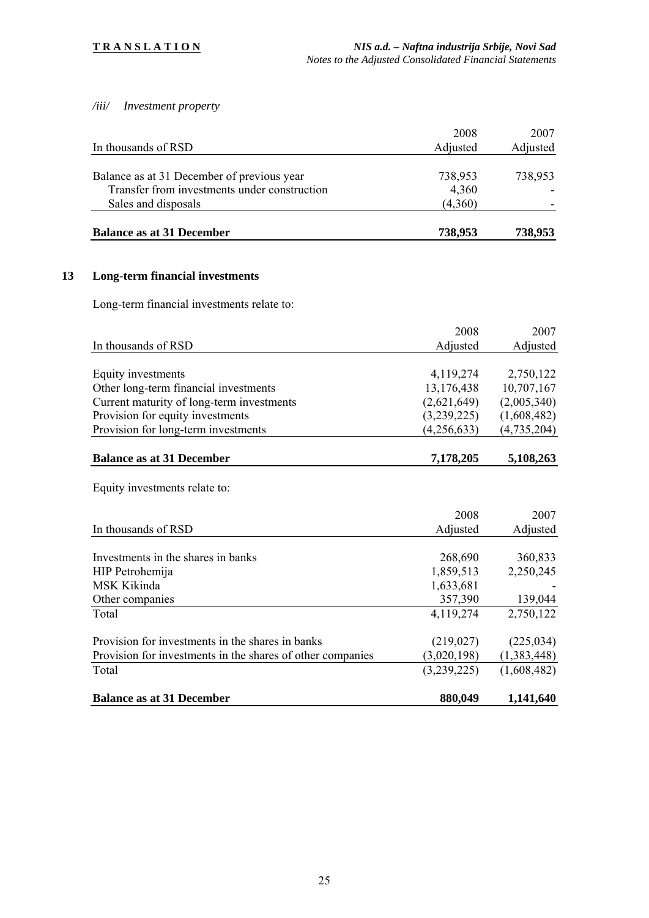*/iii/ Investment property*

| In thousands of RSD | 2008 Adjusted | 2007 Adjusted |
|---|---|---|
| Balance as at 31 December of previous year | 738,953 | 738,953 |
| Transfer from investments under construction | 4,360 | - |
| Sales and disposals | (4,360) | - |
| **Balance as at 31 December** | **738,953** | **738,953** |

## 13 Long-term financial investments

Long-term financial investments relate to:

| In thousands of RSD | 2008 Adjusted | 2007 Adjusted |
|---|---|---|
| Equity investments | 4,119,274 | 2,750,122 |
| Other long-term financial investments | 13,176,438 | 10,707,167 |
| Current maturity of long-term investments | (2,621,649) | (2,005,340) |
| Provision for equity investments | (3,239,225) | (1,608,482) |
| Provision for long-term investments | (4,256,633) | (4,735,204) |
| **Balance as at 31 December** | **7,178,205** | **5,108,263** |

Equity investments relate to:

| In thousands of RSD | 2008 Adjusted | 2007 Adjusted |
|---|---|---|
| Investments in the shares in banks | 268,690 | 360,833 |
| HIP Petrohemija | 1,859,513 | 2,250,245 |
| MSK Kikinda | 1,633,681 | - |
| Other companies | 357,390 | 139,044 |
| Total | 4,119,274 | 2,750,122 |
| | | |
| Provision for investments in the shares in banks | (219,027) | (225,034) |
| Provision for investments in the shares of other companies | (3,020,198) | (1,383,448) |
| Total | (3,239,225) | (1,608,482) |
| **Balance as at 31 December** | **880,049** | **1,141,640** |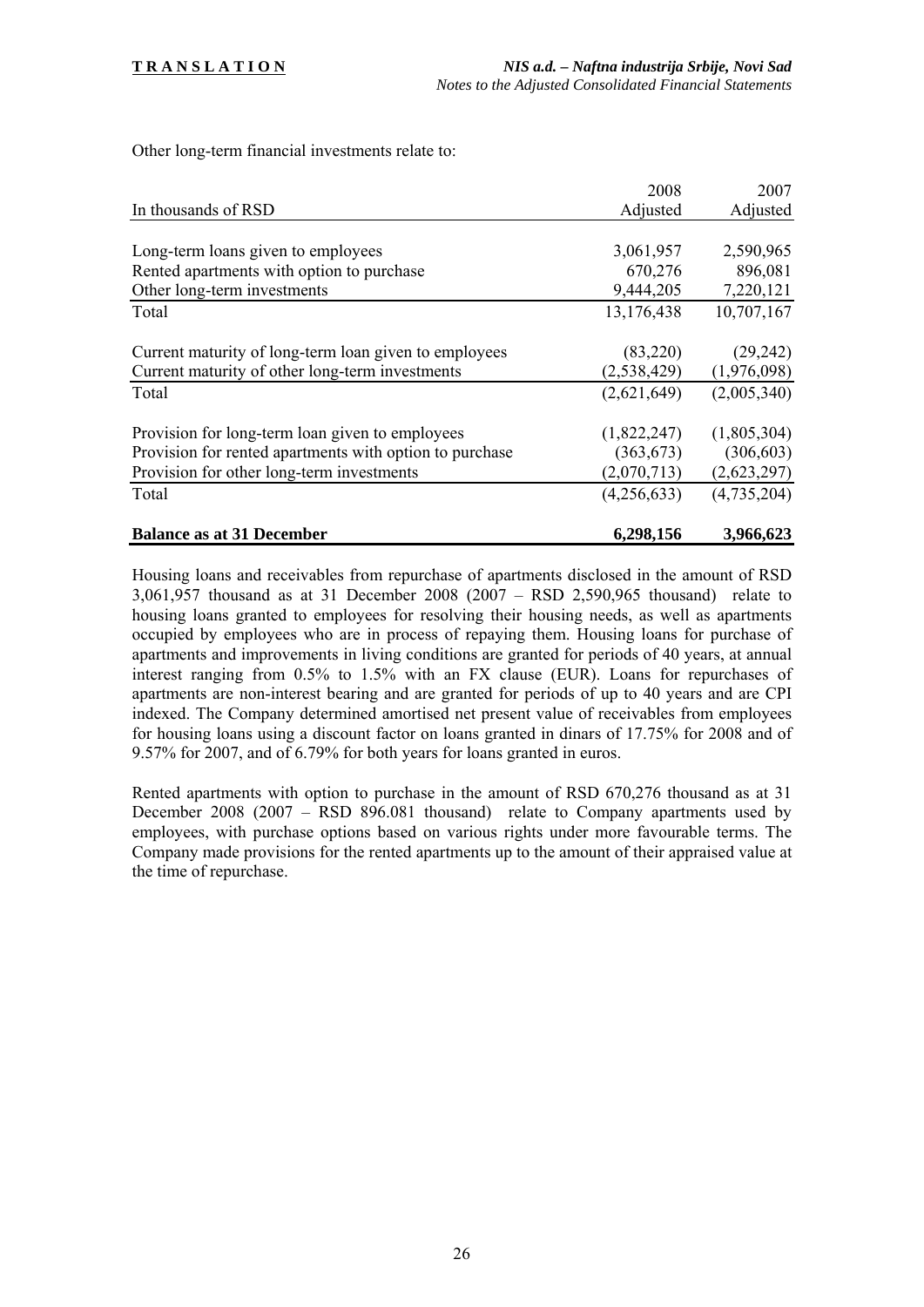Other long-term financial investments relate to:

| In thousands of RSD | 2008 Adjusted | 2007 Adjusted |
|---|---|---|
| Long-term loans given to employees | 3,061,957 | 2,590,965 |
| Rented apartments with option to purchase | 670,276 | 896,081 |
| Other long-term investments | 9,444,205 | 7,220,121 |
| Total | 13,176,438 | 10,707,167 |
| Current maturity of long-term loan given to employees | (83,220) | (29,242) |
| Current maturity of other long-term investments | (2,538,429) | (1,976,098) |
| Total | (2,621,649) | (2,005,340) |
| Provision for long-term loan given to employees | (1,822,247) | (1,805,304) |
| Provision for rented apartments with option to purchase | (363,673) | (306,603) |
| Provision for other long-term investments | (2,070,713) | (2,623,297) |
| Total | (4,256,633) | (4,735,204) |
| **Balance as at 31 December** | **6,298,156** | **3,966,623** |

Housing loans and receivables from repurchase of apartments disclosed in the amount of RSD 3,061,957 thousand as at 31 December 2008 (2007 – RSD 2,590,965 thousand) relate to housing loans granted to employees for resolving their housing needs, as well as apartments occupied by employees who are in process of repaying them. Housing loans for purchase of apartments and improvements in living conditions are granted for periods of 40 years, at annual interest ranging from 0.5% to 1.5% with an FX clause (EUR). Loans for repurchases of apartments are non-interest bearing and are granted for periods of up to 40 years and are CPI indexed. The Company determined amortised net present value of receivables from employees for housing loans using a discount factor on loans granted in dinars of 17.75% for 2008 and of 9.57% for 2007, and of 6.79% for both years for loans granted in euros.

Rented apartments with option to purchase in the amount of RSD 670,276 thousand as at 31 December 2008 (2007 – RSD 896.081 thousand) relate to Company apartments used by employees, with purchase options based on various rights under more favourable terms. The Company made provisions for the rented apartments up to the amount of their appraised value at the time of repurchase.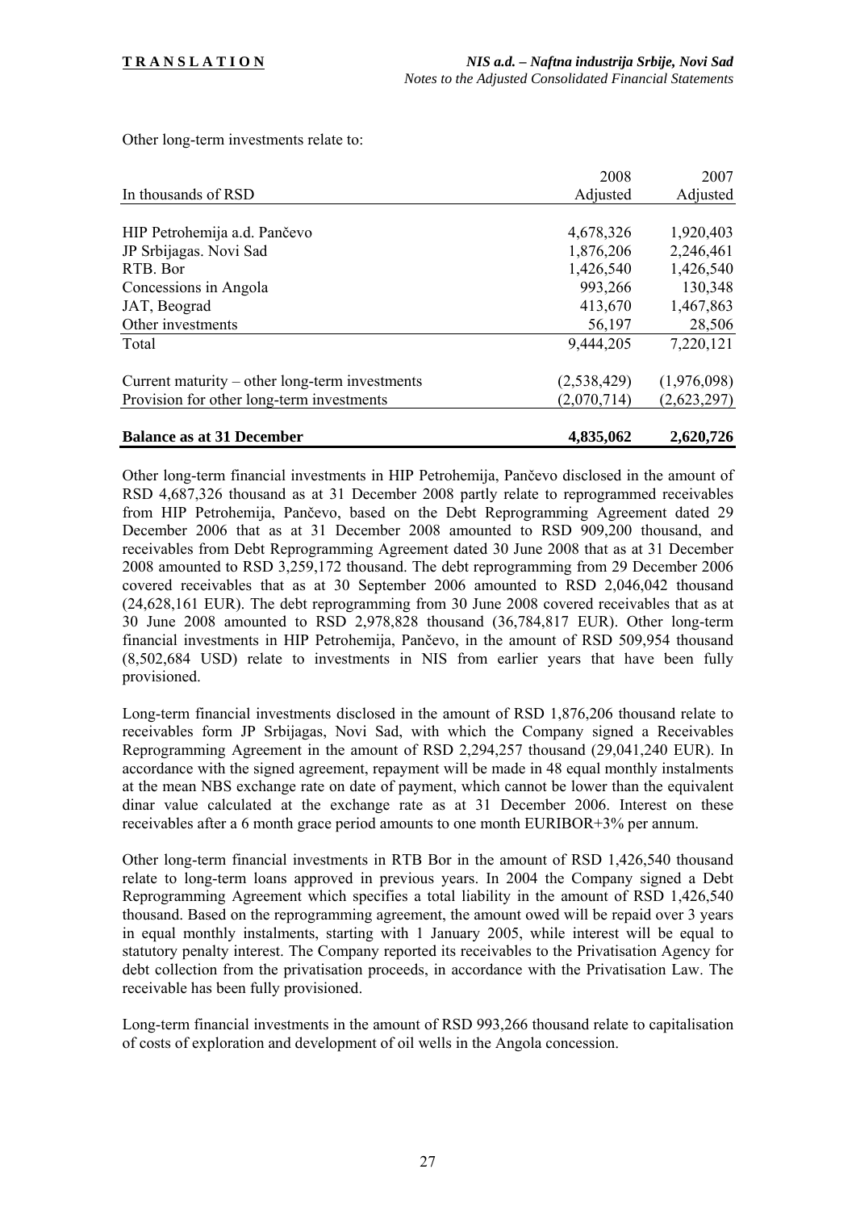Other long-term investments relate to:

| In thousands of RSD | 2008 Adjusted | 2007 Adjusted |
|---|---|---|
| HIP Petrohemija a.d. Pančevo | 4,678,326 | 1,920,403 |
| JP Srbijagas. Novi Sad | 1,876,206 | 2,246,461 |
| RTB. Bor | 1,426,540 | 1,426,540 |
| Concessions in Angola | 993,266 | 130,348 |
| JAT, Beograd | 413,670 | 1,467,863 |
| Other investments | 56,197 | 28,506 |
| Total | 9,444,205 | 7,220,121 |
| Current maturity – other long-term investments | (2,538,429) | (1,976,098) |
| Provision for other long-term investments | (2,070,714) | (2,623,297) |
| **Balance as at 31 December** | **4,835,062** | **2,620,726** |

Other long-term financial investments in HIP Petrohemija, Pančevo disclosed in the amount of RSD 4,687,326 thousand as at 31 December 2008 partly relate to reprogrammed receivables from HIP Petrohemija, Pančevo, based on the Debt Reprogramming Agreement dated 29 December 2006 that as at 31 December 2008 amounted to RSD 909,200 thousand, and receivables from Debt Reprogramming Agreement dated 30 June 2008 that as at 31 December 2008 amounted to RSD 3,259,172 thousand. The debt reprogramming from 29 December 2006 covered receivables that as at 30 September 2006 amounted to RSD 2,046,042 thousand (24,628,161 EUR). The debt reprogramming from 30 June 2008 covered receivables that as at 30 June 2008 amounted to RSD 2,978,828 thousand (36,784,817 EUR). Other long-term financial investments in HIP Petrohemija, Pančevo, in the amount of RSD 509,954 thousand (8,502,684 USD) relate to investments in NIS from earlier years that have been fully provisioned.

Long-term financial investments disclosed in the amount of RSD 1,876,206 thousand relate to receivables form JP Srbijagas, Novi Sad, with which the Company signed a Receivables Reprogramming Agreement in the amount of RSD 2,294,257 thousand (29,041,240 EUR). In accordance with the signed agreement, repayment will be made in 48 equal monthly instalments at the mean NBS exchange rate on date of payment, which cannot be lower than the equivalent dinar value calculated at the exchange rate as at 31 December 2006. Interest on these receivables after a 6 month grace period amounts to one month EURIBOR+3% per annum.

Other long-term financial investments in RTB Bor in the amount of RSD 1,426,540 thousand relate to long-term loans approved in previous years. In 2004 the Company signed a Debt Reprogramming Agreement which specifies a total liability in the amount of RSD 1,426,540 thousand. Based on the reprogramming agreement, the amount owed will be repaid over 3 years in equal monthly instalments, starting with 1 January 2005, while interest will be equal to statutory penalty interest. The Company reported its receivables to the Privatisation Agency for debt collection from the privatisation proceeds, in accordance with the Privatisation Law. The receivable has been fully provisioned.

Long-term financial investments in the amount of RSD 993,266 thousand relate to capitalisation of costs of exploration and development of oil wells in the Angola concession.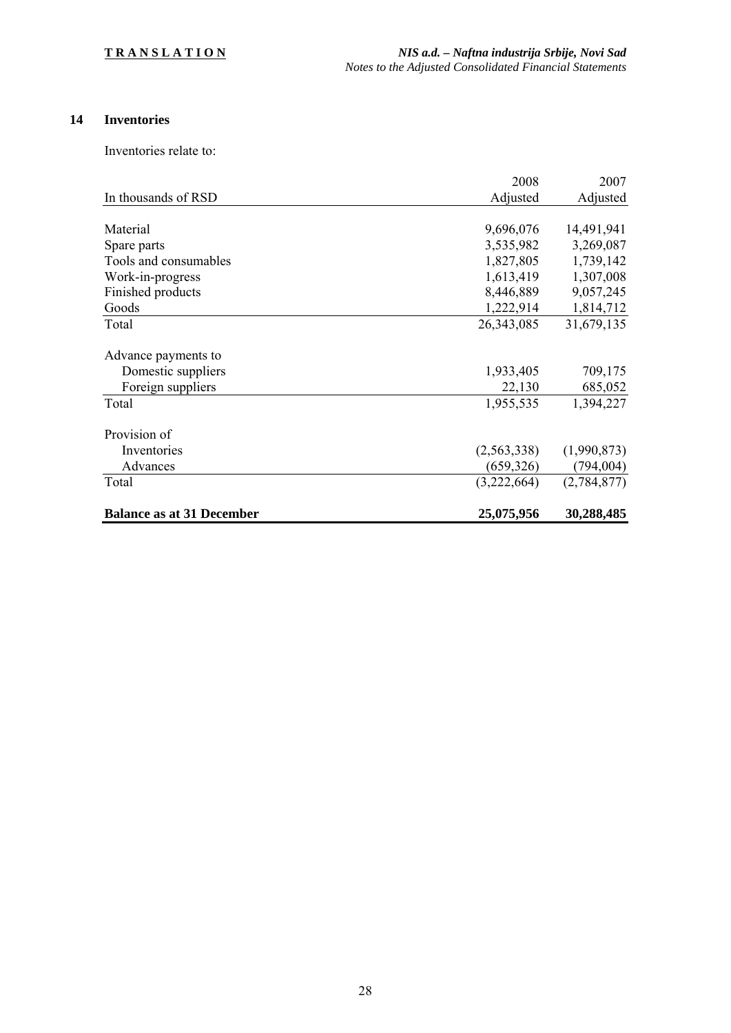## 14 Inventories

Inventories relate to:

| In thousands of RSD | 2008 Adjusted | 2007 Adjusted |
|---|---|---|
| Material | 9,696,076 | 14,491,941 |
| Spare parts | 3,535,982 | 3,269,087 |
| Tools and consumables | 1,827,805 | 1,739,142 |
| Work-in-progress | 1,613,419 | 1,307,008 |
| Finished products | 8,446,889 | 9,057,245 |
| Goods | 1,222,914 | 1,814,712 |
| Total | 26,343,085 | 31,679,135 |
| Advance payments to | | |
| Domestic suppliers | 1,933,405 | 709,175 |
| Foreign suppliers | 22,130 | 685,052 |
| Total | 1,955,535 | 1,394,227 |
| Provision of | | |
| Inventories | (2,563,338) | (1,990,873) |
| Advances | (659,326) | (794,004) |
| Total | (3,222,664) | (2,784,877) |
| **Balance as at 31 December** | **25,075,956** | **30,288,485** |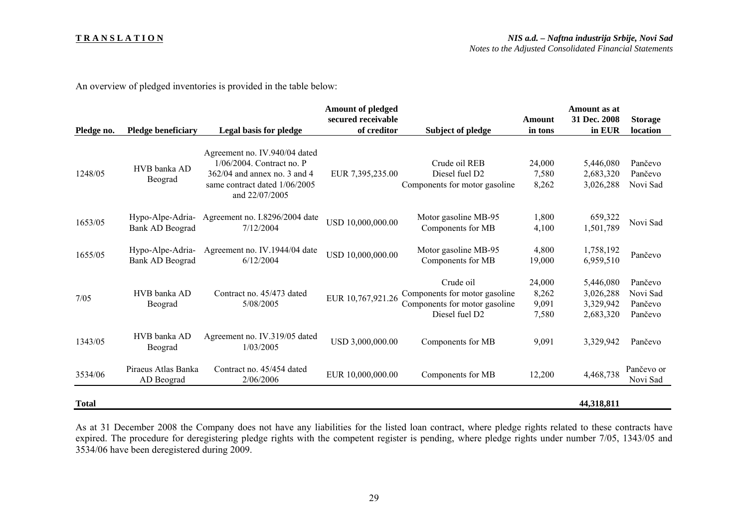An overview of pledged inventories is provided in the table below:

| Pledge no. | Pledge beneficiary | Legal basis for pledge | Amount of pledged secured receivable of creditor | Subject of pledge | Amount in tons | Amount as at 31 Dec. 2008 in EUR | Storage location |
|---|---|---|---|---|---|---|---|
| 1248/05 | HVB banka AD Beograd | Agreement no. IV.940/04 dated 1/06/2004. Contract no. P 362/04 and annex no. 3 and 4 same contract dated 1/06/2005 and 22/07/2005 | EUR 7,395,235.00 | Crude oil REB<br>Diesel fuel D2<br>Components for motor gasoline | 24,000<br>7,580<br>8,262 | 5,446,080<br>2,683,320<br>3,026,288 | Pančevo<br>Pančevo<br>Novi Sad |
| 1653/05 | Hypo-Alpe-Adria-Bank AD Beograd | Agreement no. I.8296/2004 date 7/12/2004 | USD 10,000,000.00 | Motor gasoline MB-95<br>Components for MB | 1,800<br>4,100 | 659,322<br>1,501,789 | Novi Sad |
| 1655/05 | Hypo-Alpe-Adria-Bank AD Beograd | Agreement no. IV.1944/04 date 6/12/2004 | USD 10,000,000.00 | Motor gasoline MB-95<br>Components for MB | 4,800<br>19,000 | 1,758,192<br>6,959,510 | Pančevo |
| 7/05 | HVB banka AD Beograd | Contract no. 45/473 dated 5/08/2005 | EUR 10,767,921.26 | Crude oil<br>Components for motor gasoline<br>Components for motor gasoline<br>Diesel fuel D2 | 24,000<br>8,262<br>9,091<br>7,580 | 5,446,080<br>3,026,288<br>3,329,942<br>2,683,320 | Pančevo<br>Novi Sad<br>Pančevo<br>Pančevo |
| 1343/05 | HVB banka AD Beograd | Agreement no. IV.319/05 dated 1/03/2005 | USD 3,000,000.00 | Components for MB | 9,091 | 3,329,942 | Pančevo |
| 3534/06 | Piraeus Atlas Banka AD Beograd | Contract no. 45/454 dated 2/06/2006 | EUR 10,000,000.00 | Components for MB | 12,200 | 4,468,738 | Pančevo or Novi Sad |
| **Total** | | | | | | **44,318,811** | |

As at 31 December 2008 the Company does not have any liabilities for the listed loan contract, where pledge rights related to these contracts have expired. The procedure for deregistering pledge rights with the competent register is pending, where pledge rights under number 7/05, 1343/05 and 3534/06 have been deregistered during 2009.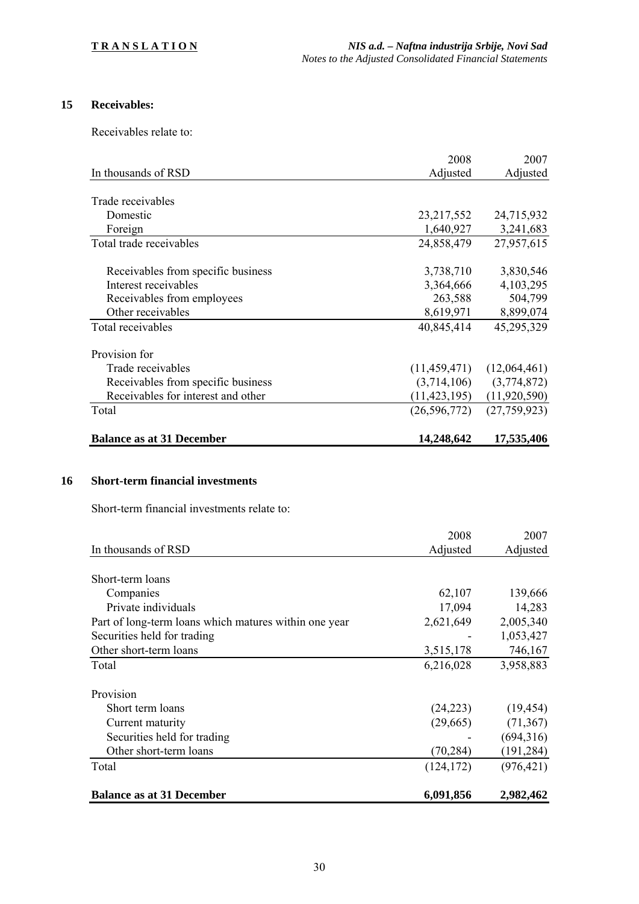## 15 Receivables:

Receivables relate to:

| In thousands of RSD | 2008 Adjusted | 2007 Adjusted |
|---|---|---|
| Trade receivables | | |
| Domestic | 23,217,552 | 24,715,932 |
| Foreign | 1,640,927 | 3,241,683 |
| Total trade receivables | 24,858,479 | 27,957,615 |
| Receivables from specific business | 3,738,710 | 3,830,546 |
| Interest receivables | 3,364,666 | 4,103,295 |
| Receivables from employees | 263,588 | 504,799 |
| Other receivables | 8,619,971 | 8,899,074 |
| Total receivables | 40,845,414 | 45,295,329 |
| Provision for | | |
| Trade receivables | (11,459,471) | (12,064,461) |
| Receivables from specific business | (3,714,106) | (3,774,872) |
| Receivables for interest and other | (11,423,195) | (11,920,590) |
| Total | (26,596,772) | (27,759,923) |
| **Balance as at 31 December** | **14,248,642** | **17,535,406** |

## 16 Short-term financial investments

Short-term financial investments relate to:

| In thousands of RSD | 2008 Adjusted | 2007 Adjusted |
|---|---|---|
| Short-term loans | | |
| Companies | 62,107 | 139,666 |
| Private individuals | 17,094 | 14,283 |
| Part of long-term loans which matures within one year | 2,621,649 | 2,005,340 |
| Securities held for trading | - | 1,053,427 |
| Other short-term loans | 3,515,178 | 746,167 |
| Total | 6,216,028 | 3,958,883 |
| Provision | | |
| Short term loans | (24,223) | (19,454) |
| Current maturity | (29,665) | (71,367) |
| Securities held for trading | - | (694,316) |
| Other short-term loans | (70,284) | (191,284) |
| Total | (124,172) | (976,421) |
| **Balance as at 31 December** | **6,091,856** | **2,982,462** |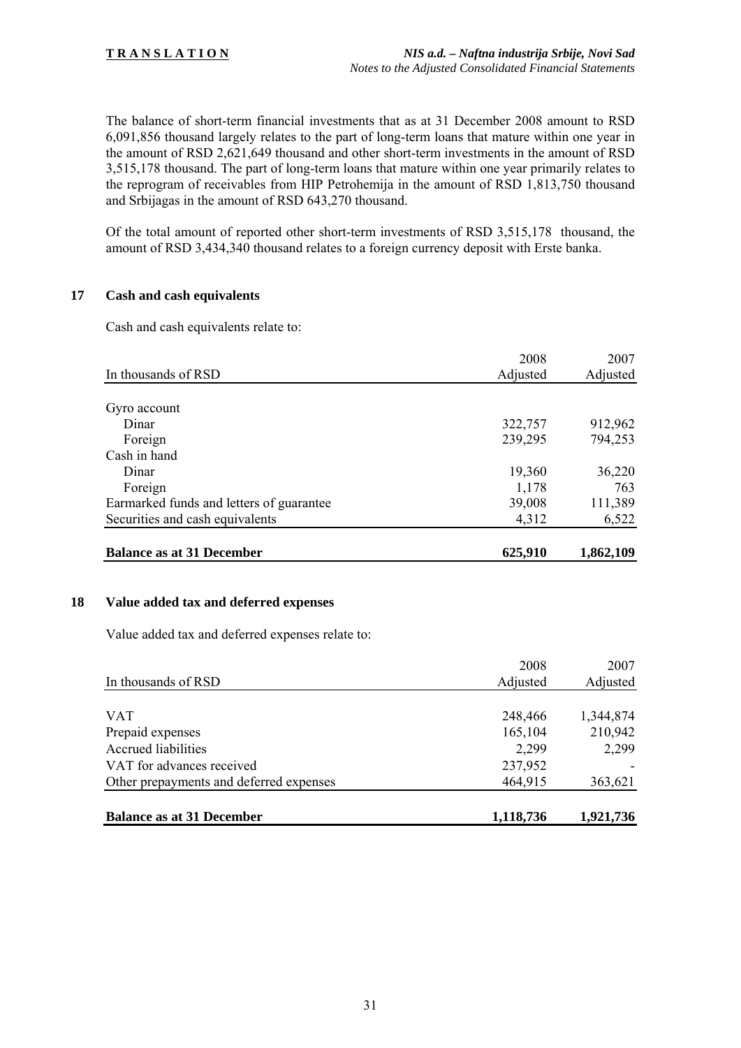The balance of short-term financial investments that as at 31 December 2008 amount to RSD 6,091,856 thousand largely relates to the part of long-term loans that mature within one year in the amount of RSD 2,621,649 thousand and other short-term investments in the amount of RSD 3,515,178 thousand. The part of long-term loans that mature within one year primarily relates to the reprogram of receivables from HIP Petrohemija in the amount of RSD 1,813,750 thousand and Srbijagas in the amount of RSD 643,270 thousand.

Of the total amount of reported other short-term investments of RSD 3,515,178 thousand, the amount of RSD 3,434,340 thousand relates to a foreign currency deposit with Erste banka.

## 17 Cash and cash equivalents

Cash and cash equivalents relate to:

| In thousands of RSD | 2008 Adjusted | 2007 Adjusted |
|---|---|---|
| Gyro account | | |
| Dinar | 322,757 | 912,962 |
| Foreign | 239,295 | 794,253 |
| Cash in hand | | |
| Dinar | 19,360 | 36,220 |
| Foreign | 1,178 | 763 |
| Earmarked funds and letters of guarantee | 39,008 | 111,389 |
| Securities and cash equivalents | 4,312 | 6,522 |
| **Balance as at 31 December** | **625,910** | **1,862,109** |

## 18 Value added tax and deferred expenses

Value added tax and deferred expenses relate to:

| In thousands of RSD | 2008 Adjusted | 2007 Adjusted |
|---|---|---|
| VAT | 248,466 | 1,344,874 |
| Prepaid expenses | 165,104 | 210,942 |
| Accrued liabilities | 2,299 | 2,299 |
| VAT for advances received | 237,952 | - |
| Other prepayments and deferred expenses | 464,915 | 363,621 |
| **Balance as at 31 December** | **1,118,736** | **1,921,736** |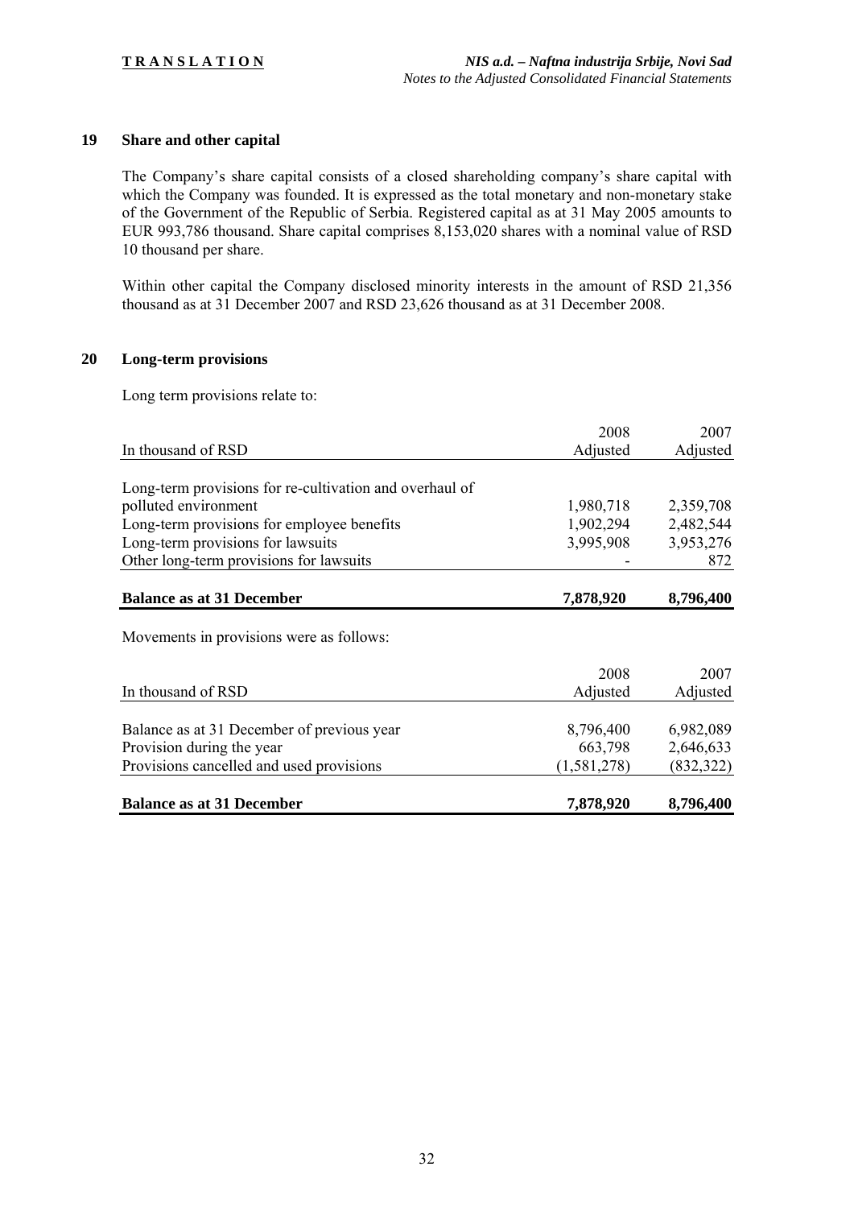## 19 Share and other capital

The Company's share capital consists of a closed shareholding company's share capital with which the Company was founded. It is expressed as the total monetary and non-monetary stake of the Government of the Republic of Serbia. Registered capital as at 31 May 2005 amounts to EUR 993,786 thousand. Share capital comprises 8,153,020 shares with a nominal value of RSD 10 thousand per share.

Within other capital the Company disclosed minority interests in the amount of RSD 21,356 thousand as at 31 December 2007 and RSD 23,626 thousand as at 31 December 2008.

## 20 Long-term provisions

Long term provisions relate to:

| In thousand of RSD | 2008 Adjusted | 2007 Adjusted |
|---|---|---|
| Long-term provisions for re-cultivation and overhaul of polluted environment | 1,980,718 | 2,359,708 |
| Long-term provisions for employee benefits | 1,902,294 | 2,482,544 |
| Long-term provisions for lawsuits | 3,995,908 | 3,953,276 |
| Other long-term provisions for lawsuits | - | 872 |
| **Balance as at 31 December** | **7,878,920** | **8,796,400** |

Movements in provisions were as follows:

| In thousand of RSD | 2008 Adjusted | 2007 Adjusted |
|---|---|---|
| Balance as at 31 December of previous year | 8,796,400 | 6,982,089 |
| Provision during the year | 663,798 | 2,646,633 |
| Provisions cancelled and used provisions | (1,581,278) | (832,322) |
| **Balance as at 31 December** | **7,878,920** | **8,796,400** |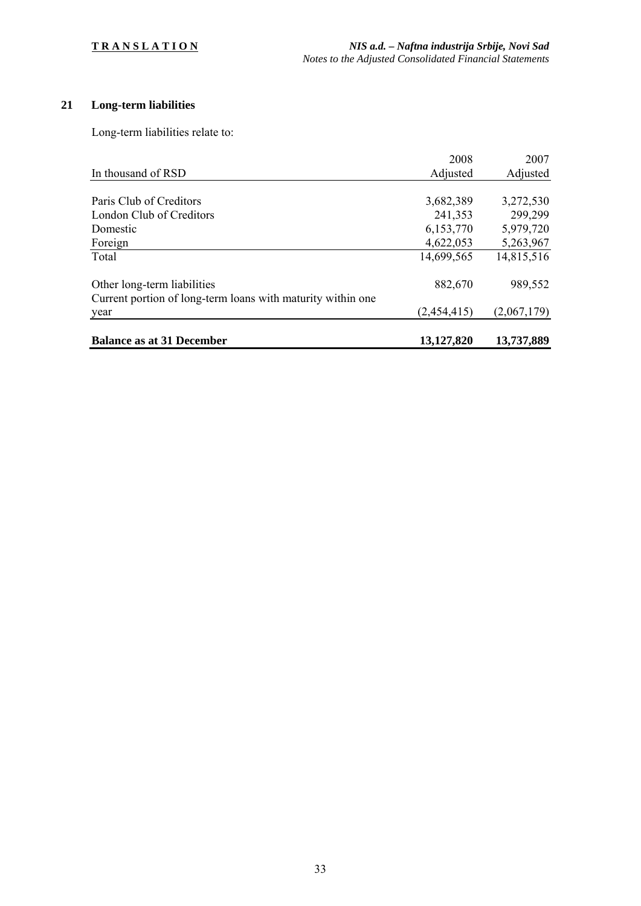## 21 Long-term liabilities

Long-term liabilities relate to:

| In thousand of RSD | 2008 Adjusted | 2007 Adjusted |
|---|---|---|
| Paris Club of Creditors | 3,682,389 | 3,272,530 |
| London Club of Creditors | 241,353 | 299,299 |
| Domestic | 6,153,770 | 5,979,720 |
| Foreign | 4,622,053 | 5,263,967 |
| Total | 14,699,565 | 14,815,516 |
| Other long-term liabilities | 882,670 | 989,552 |
| Current portion of long-term loans with maturity within one year | (2,454,415) | (2,067,179) |
| **Balance as at 31 December** | **13,127,820** | **13,737,889** |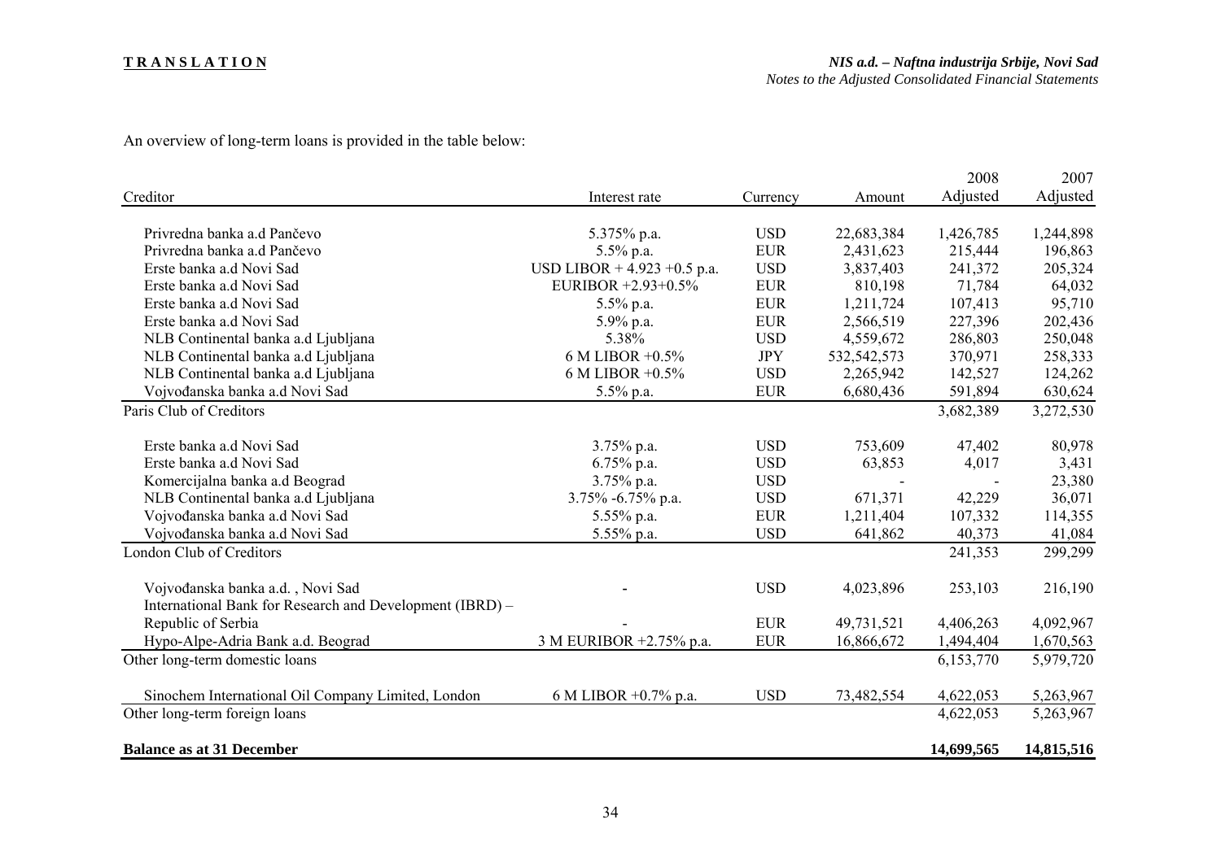An overview of long-term loans is provided in the table below:

| Creditor | Interest rate | Currency | Amount | 2008 Adjusted | 2007 Adjusted |
|---|---|---|---|---|---|
| Privredna banka a.d Pančevo | 5.375% p.a. | USD | 22,683,384 | 1,426,785 | 1,244,898 |
| Privredna banka a.d Pančevo | 5.5% p.a. | EUR | 2,431,623 | 215,444 | 196,863 |
| Erste banka a.d Novi Sad | USD LIBOR + 4.923 +0.5 p.a. | USD | 3,837,403 | 241,372 | 205,324 |
| Erste banka a.d Novi Sad | EURIBOR +2.93+0.5% | EUR | 810,198 | 71,784 | 64,032 |
| Erste banka a.d Novi Sad | 5.5% p.a. | EUR | 1,211,724 | 107,413 | 95,710 |
| Erste banka a.d Novi Sad | 5.9% p.a. | EUR | 2,566,519 | 227,396 | 202,436 |
| NLB Continental banka a.d Ljubljana | 5.38% | USD | 4,559,672 | 286,803 | 250,048 |
| NLB Continental banka a.d Ljubljana | 6 M LIBOR +0.5% | JPY | 532,542,573 | 370,971 | 258,333 |
| NLB Continental banka a.d Ljubljana | 6 M LIBOR +0.5% | USD | 2,265,942 | 142,527 | 124,262 |
| Vojvođanska banka a.d Novi Sad | 5.5% p.a. | EUR | 6,680,436 | 591,894 | 630,624 |
| Paris Club of Creditors | | | | 3,682,389 | 3,272,530 |
| Erste banka a.d Novi Sad | 3.75% p.a. | USD | 753,609 | 47,402 | 80,978 |
| Erste banka a.d Novi Sad | 6.75% p.a. | USD | 63,853 | 4,017 | 3,431 |
| Komercijalna banka a.d Beograd | 3.75% p.a. | USD | - | - | 23,380 |
| NLB Continental banka a.d Ljubljana | 3.75% -6.75% p.a. | USD | 671,371 | 42,229 | 36,071 |
| Vojvođanska banka a.d Novi Sad | 5.55% p.a. | EUR | 1,211,404 | 107,332 | 114,355 |
| Vojvođanska banka a.d Novi Sad | 5.55% p.a. | USD | 641,862 | 40,373 | 41,084 |
| London Club of Creditors | | | | 241,353 | 299,299 |
| Vojvođanska banka a.d. , Novi Sad | - | USD | 4,023,896 | 253,103 | 216,190 |
| International Bank for Research and Development (IBRD) – Republic of Serbia | - | EUR | 49,731,521 | 4,406,263 | 4,092,967 |
| Hypo-Alpe-Adria Bank a.d. Beograd | 3 M EURIBOR +2.75% p.a. | EUR | 16,866,672 | 1,494,404 | 1,670,563 |
| Other long-term domestic loans | | | | 6,153,770 | 5,979,720 |
| Sinochem International Oil Company Limited, London | 6 M LIBOR +0.7% p.a. | USD | 73,482,554 | 4,622,053 | 5,263,967 |
| Other long-term foreign loans | | | | 4,622,053 | 5,263,967 |
| **Balance as at 31 December** | | | | **14,699,565** | **14,815,516** |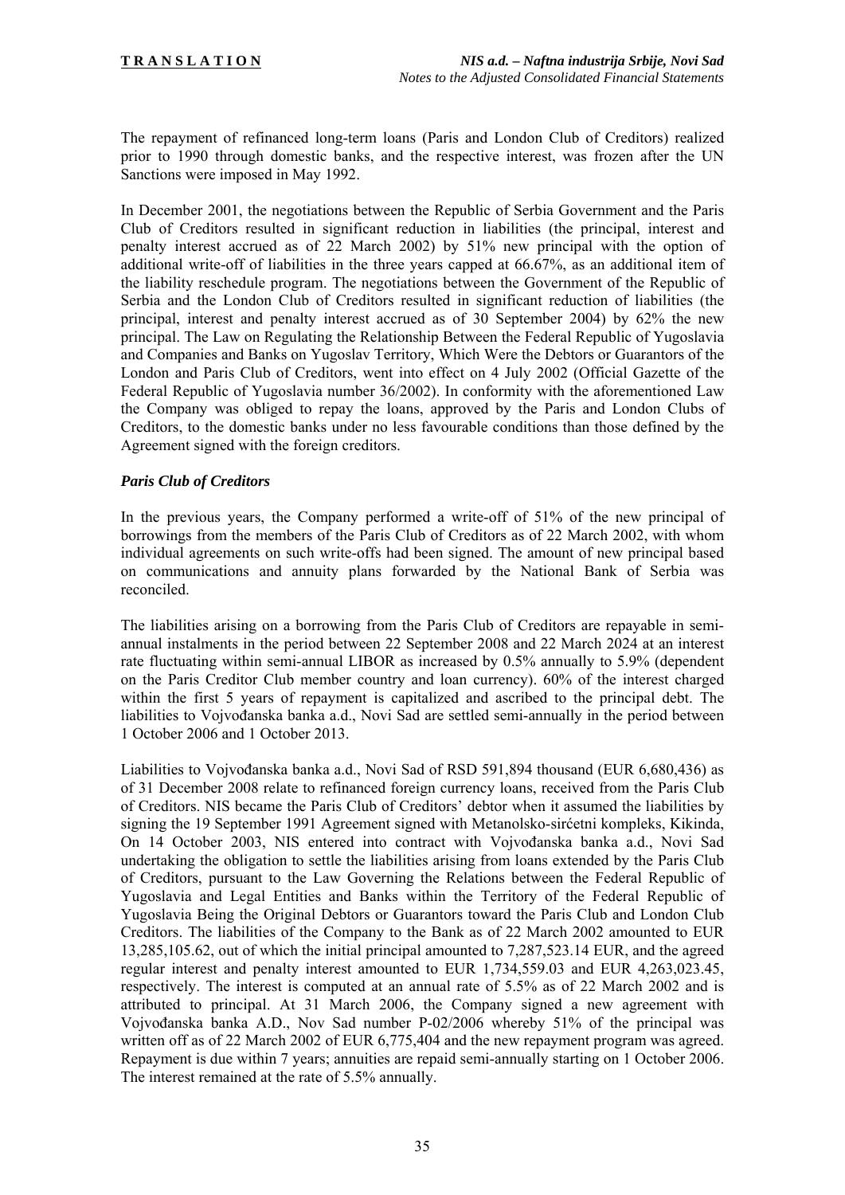The repayment of refinanced long-term loans (Paris and London Club of Creditors) realized prior to 1990 through domestic banks, and the respective interest, was frozen after the UN Sanctions were imposed in May 1992.

In December 2001, the negotiations between the Republic of Serbia Government and the Paris Club of Creditors resulted in significant reduction in liabilities (the principal, interest and penalty interest accrued as of 22 March 2002) by 51% new principal with the option of additional write-off of liabilities in the three years capped at 66.67%, as an additional item of the liability reschedule program. The negotiations between the Government of the Republic of Serbia and the London Club of Creditors resulted in significant reduction of liabilities (the principal, interest and penalty interest accrued as of 30 September 2004) by 62% the new principal. The Law on Regulating the Relationship Between the Federal Republic of Yugoslavia and Companies and Banks on Yugoslav Territory, Which Were the Debtors or Guarantors of the London and Paris Club of Creditors, went into effect on 4 July 2002 (Official Gazette of the Federal Republic of Yugoslavia number 36/2002). In conformity with the aforementioned Law the Company was obliged to repay the loans, approved by the Paris and London Clubs of Creditors, to the domestic banks under no less favourable conditions than those defined by the Agreement signed with the foreign creditors.

### *Paris Club of Creditors*

In the previous years, the Company performed a write-off of 51% of the new principal of borrowings from the members of the Paris Club of Creditors as of 22 March 2002, with whom individual agreements on such write-offs had been signed. The amount of new principal based on communications and annuity plans forwarded by the National Bank of Serbia was reconciled.

The liabilities arising on a borrowing from the Paris Club of Creditors are repayable in semi-annual instalments in the period between 22 September 2008 and 22 March 2024 at an interest rate fluctuating within semi-annual LIBOR as increased by 0.5% annually to 5.9% (dependent on the Paris Creditor Club member country and loan currency). 60% of the interest charged within the first 5 years of repayment is capitalized and ascribed to the principal debt. The liabilities to Vojvođanska banka a.d., Novi Sad are settled semi-annually in the period between 1 October 2006 and 1 October 2013.

Liabilities to Vojvođanska banka a.d., Novi Sad of RSD 591,894 thousand (EUR 6,680,436) as of 31 December 2008 relate to refinanced foreign currency loans, received from the Paris Club of Creditors. NIS became the Paris Club of Creditors' debtor when it assumed the liabilities by signing the 19 September 1991 Agreement signed with Metanolsko-sirćetni kompleks, Kikinda, On 14 October 2003, NIS entered into contract with Vojvođanska banka a.d., Novi Sad undertaking the obligation to settle the liabilities arising from loans extended by the Paris Club of Creditors, pursuant to the Law Governing the Relations between the Federal Republic of Yugoslavia and Legal Entities and Banks within the Territory of the Federal Republic of Yugoslavia Being the Original Debtors or Guarantors toward the Paris Club and London Club Creditors. The liabilities of the Company to the Bank as of 22 March 2002 amounted to EUR 13,285,105.62, out of which the initial principal amounted to 7,287,523.14 EUR, and the agreed regular interest and penalty interest amounted to EUR 1,734,559.03 and EUR 4,263,023.45, respectively. The interest is computed at an annual rate of 5.5% as of 22 March 2002 and is attributed to principal. At 31 March 2006, the Company signed a new agreement with Vojvođanska banka A.D., Nov Sad number P-02/2006 whereby 51% of the principal was written off as of 22 March 2002 of EUR 6,775,404 and the new repayment program was agreed. Repayment is due within 7 years; annuities are repaid semi-annually starting on 1 October 2006. The interest remained at the rate of 5.5% annually.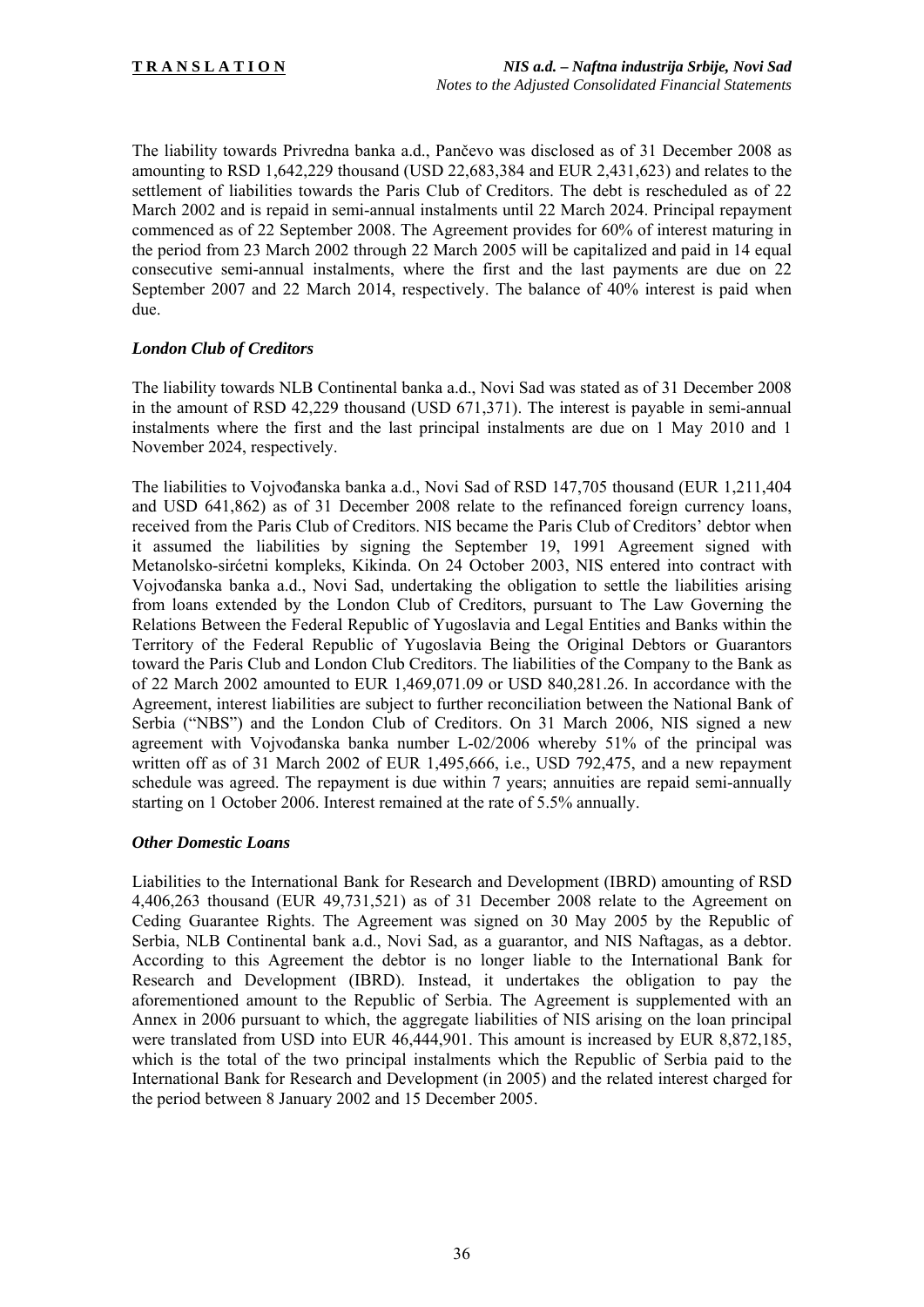The liability towards Privredna banka a.d., Pančevo was disclosed as of 31 December 2008 as amounting to RSD 1,642,229 thousand (USD 22,683,384 and EUR 2,431,623) and relates to the settlement of liabilities towards the Paris Club of Creditors. The debt is rescheduled as of 22 March 2002 and is repaid in semi-annual instalments until 22 March 2024. Principal repayment commenced as of 22 September 2008. The Agreement provides for 60% of interest maturing in the period from 23 March 2002 through 22 March 2005 will be capitalized and paid in 14 equal consecutive semi-annual instalments, where the first and the last payments are due on 22 September 2007 and 22 March 2014, respectively. The balance of 40% interest is paid when due.

### *London Club of Creditors*

The liability towards NLB Continental banka a.d., Novi Sad was stated as of 31 December 2008 in the amount of RSD 42,229 thousand (USD 671,371). The interest is payable in semi-annual instalments where the first and the last principal instalments are due on 1 May 2010 and 1 November 2024, respectively.

The liabilities to Vojvođanska banka a.d., Novi Sad of RSD 147,705 thousand (EUR 1,211,404 and USD 641,862) as of 31 December 2008 relate to the refinanced foreign currency loans, received from the Paris Club of Creditors. NIS became the Paris Club of Creditors' debtor when it assumed the liabilities by signing the September 19, 1991 Agreement signed with Metanolsko-sirćetni kompleks, Kikinda. On 24 October 2003, NIS entered into contract with Vojvođanska banka a.d., Novi Sad, undertaking the obligation to settle the liabilities arising from loans extended by the London Club of Creditors, pursuant to The Law Governing the Relations Between the Federal Republic of Yugoslavia and Legal Entities and Banks within the Territory of the Federal Republic of Yugoslavia Being the Original Debtors or Guarantors toward the Paris Club and London Club Creditors. The liabilities of the Company to the Bank as of 22 March 2002 amounted to EUR 1,469,071.09 or USD 840,281.26. In accordance with the Agreement, interest liabilities are subject to further reconciliation between the National Bank of Serbia ("NBS") and the London Club of Creditors. On 31 March 2006, NIS signed a new agreement with Vojvođanska banka number L-02/2006 whereby 51% of the principal was written off as of 31 March 2002 of EUR 1,495,666, i.e., USD 792,475, and a new repayment schedule was agreed. The repayment is due within 7 years; annuities are repaid semi-annually starting on 1 October 2006. Interest remained at the rate of 5.5% annually.

### *Other Domestic Loans*

Liabilities to the International Bank for Research and Development (IBRD) amounting of RSD 4,406,263 thousand (EUR 49,731,521) as of 31 December 2008 relate to the Agreement on Ceding Guarantee Rights. The Agreement was signed on 30 May 2005 by the Republic of Serbia, NLB Continental bank a.d., Novi Sad, as a guarantor, and NIS Naftagas, as a debtor. According to this Agreement the debtor is no longer liable to the International Bank for Research and Development (IBRD). Instead, it undertakes the obligation to pay the aforementioned amount to the Republic of Serbia. The Agreement is supplemented with an Annex in 2006 pursuant to which, the aggregate liabilities of NIS arising on the loan principal were translated from USD into EUR 46,444,901. This amount is increased by EUR 8,872,185, which is the total of the two principal instalments which the Republic of Serbia paid to the International Bank for Research and Development (in 2005) and the related interest charged for the period between 8 January 2002 and 15 December 2005.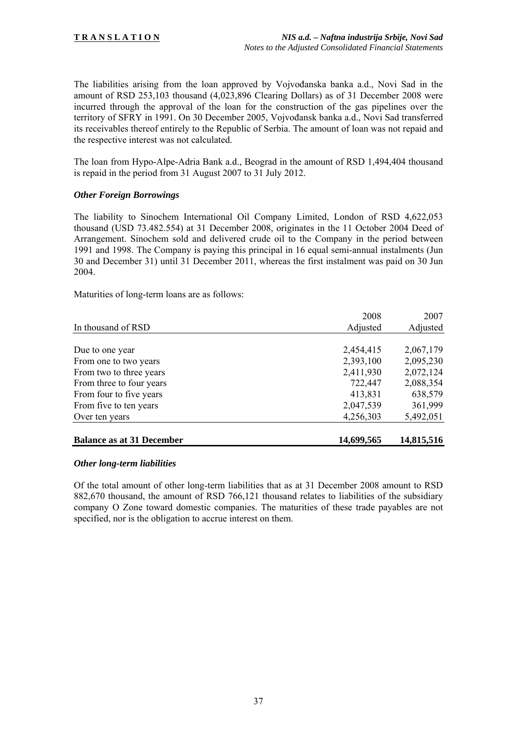The liabilities arising from the loan approved by Vojvođanska banka a.d., Novi Sad in the amount of RSD 253,103 thousand (4,023,896 Clearing Dollars) as of 31 December 2008 were incurred through the approval of the loan for the construction of the gas pipelines over the territory of SFRY in 1991. On 30 December 2005, Vojvođansk banka a.d., Novi Sad transferred its receivables thereof entirely to the Republic of Serbia. The amount of loan was not repaid and the respective interest was not calculated.

The loan from Hypo-Alpe-Adria Bank a.d., Beograd in the amount of RSD 1,494,404 thousand is repaid in the period from 31 August 2007 to 31 July 2012.

### *Other Foreign Borrowings*

The liability to Sinochem International Oil Company Limited, London of RSD 4,622,053 thousand (USD 73.482.554) at 31 December 2008, originates in the 11 October 2004 Deed of Arrangement. Sinochem sold and delivered crude oil to the Company in the period between 1991 and 1998. The Company is paying this principal in 16 equal semi-annual instalments (Jun 30 and December 31) until 31 December 2011, whereas the first instalment was paid on 30 Jun 2004.

Maturities of long-term loans are as follows:

| In thousand of RSD | 2008 Adjusted | 2007 Adjusted |
|---|---|---|
| Due to one year | 2,454,415 | 2,067,179 |
| From one to two years | 2,393,100 | 2,095,230 |
| From two to three years | 2,411,930 | 2,072,124 |
| From three to four years | 722,447 | 2,088,354 |
| From four to five years | 413,831 | 638,579 |
| From five to ten years | 2,047,539 | 361,999 |
| Over ten years | 4,256,303 | 5,492,051 |
| **Balance as at 31 December** | **14,699,565** | **14,815,516** |

### *Other long-term liabilities*

Of the total amount of other long-term liabilities that as at 31 December 2008 amount to RSD 882,670 thousand, the amount of RSD 766,121 thousand relates to liabilities of the subsidiary company O Zone toward domestic companies. The maturities of these trade payables are not specified, nor is the obligation to accrue interest on them.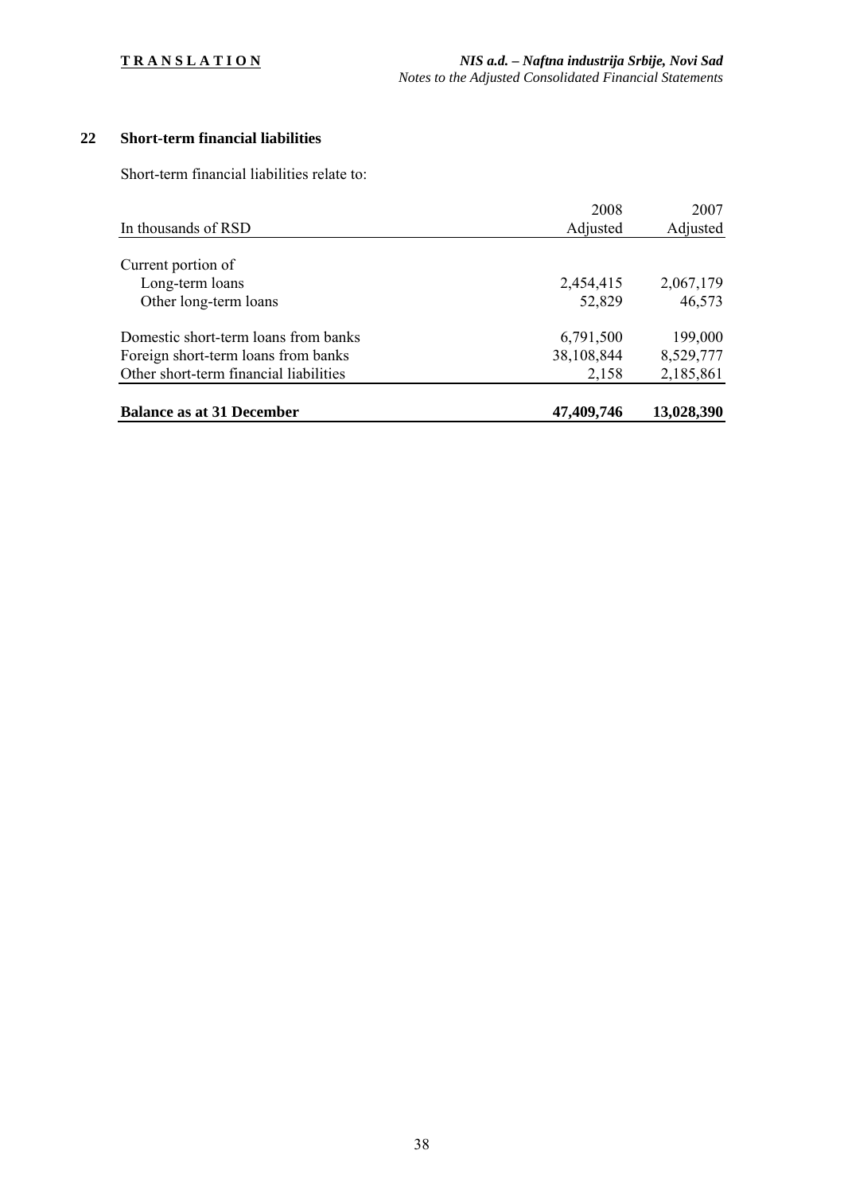## 22 Short-term financial liabilities

Short-term financial liabilities relate to:

| In thousands of RSD | 2008 Adjusted | 2007 Adjusted |
|---|---|---|
| Current portion of | | |
| Long-term loans | 2,454,415 | 2,067,179 |
| Other long-term loans | 52,829 | 46,573 |
| Domestic short-term loans from banks | 6,791,500 | 199,000 |
| Foreign short-term loans from banks | 38,108,844 | 8,529,777 |
| Other short-term financial liabilities | 2,158 | 2,185,861 |
| **Balance as at 31 December** | **47,409,746** | **13,028,390** |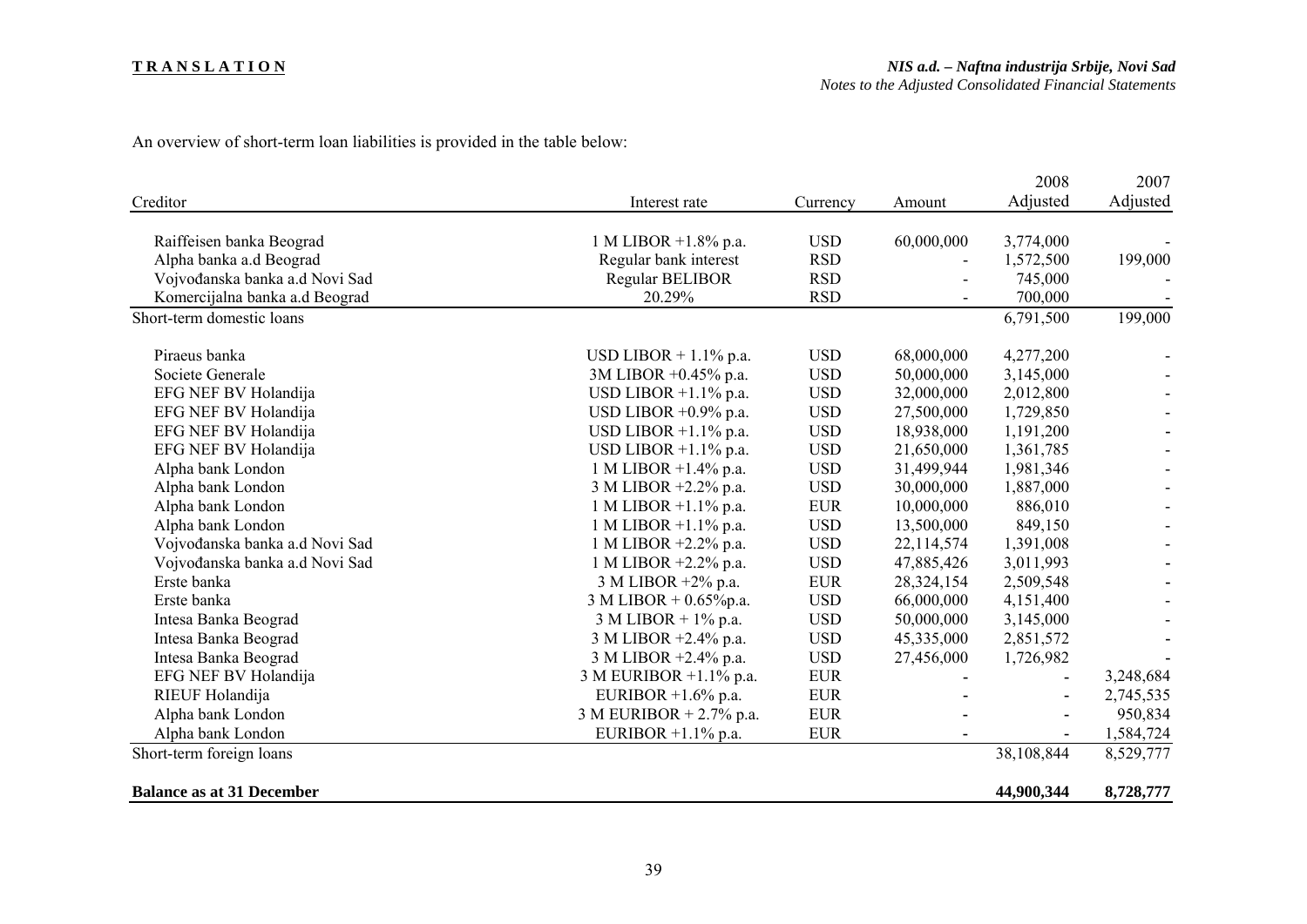An overview of short-term loan liabilities is provided in the table below:

| Creditor | Interest rate | Currency | Amount | 2008 Adjusted | 2007 Adjusted |
|---|---|---|---|---|---|
| Raiffeisen banka Beograd | 1 M LIBOR +1.8% p.a. | USD | 60,000,000 | 3,774,000 | - |
| Alpha banka a.d Beograd | Regular bank interest | RSD | - | 1,572,500 | 199,000 |
| Vojvođanska banka a.d Novi Sad | Regular BELIBOR | RSD | - | 745,000 | - |
| Komercijalna banka a.d Beograd | 20.29% | RSD | - | 700,000 | - |
| Short-term domestic loans | | | | 6,791,500 | 199,000 |
| Piraeus banka | USD LIBOR + 1.1% p.a. | USD | 68,000,000 | 4,277,200 | - |
| Societe Generale | 3M LIBOR +0.45% p.a. | USD | 50,000,000 | 3,145,000 | - |
| EFG NEF BV Holandija | USD LIBOR +1.1% p.a. | USD | 32,000,000 | 2,012,800 | - |
| EFG NEF BV Holandija | USD LIBOR +0.9% p.a. | USD | 27,500,000 | 1,729,850 | - |
| EFG NEF BV Holandija | USD LIBOR +1.1% p.a. | USD | 18,938,000 | 1,191,200 | - |
| EFG NEF BV Holandija | USD LIBOR +1.1% p.a. | USD | 21,650,000 | 1,361,785 | - |
| Alpha bank London | 1 M LIBOR +1.4% p.a. | USD | 31,499,944 | 1,981,346 | - |
| Alpha bank London | 3 M LIBOR +2.2% p.a. | USD | 30,000,000 | 1,887,000 | - |
| Alpha bank London | 1 M LIBOR +1.1% p.a. | EUR | 10,000,000 | 886,010 | - |
| Alpha bank London | 1 M LIBOR +1.1% p.a. | USD | 13,500,000 | 849,150 | - |
| Vojvođanska banka a.d Novi Sad | 1 M LIBOR +2.2% p.a. | USD | 22,114,574 | 1,391,008 | - |
| Vojvođanska banka a.d Novi Sad | 1 M LIBOR +2.2% p.a. | USD | 47,885,426 | 3,011,993 | - |
| Erste banka | 3 M LIBOR +2% p.a. | EUR | 28,324,154 | 2,509,548 | - |
| Erste banka | 3 M LIBOR + 0.65%p.a. | USD | 66,000,000 | 4,151,400 | - |
| Intesa Banka Beograd | 3 M LIBOR + 1% p.a. | USD | 50,000,000 | 3,145,000 | - |
| Intesa Banka Beograd | 3 M LIBOR +2.4% p.a. | USD | 45,335,000 | 2,851,572 | - |
| Intesa Banka Beograd | 3 M LIBOR +2.4% p.a. | USD | 27,456,000 | 1,726,982 | - |
| EFG NEF BV Holandija | 3 M EURIBOR +1.1% p.a. | EUR | - | - | 3,248,684 |
| RIEUF Holandija | EURIBOR +1.6% p.a. | EUR | - | - | 2,745,535 |
| Alpha bank London | 3 M EURIBOR + 2.7% p.a. | EUR | - | - | 950,834 |
| Alpha bank London | EURIBOR +1.1% p.a. | EUR | - | - | 1,584,724 |
| Short-term foreign loans | | | | 38,108,844 | 8,529,777 |
| **Balance as at 31 December** | | | | **44,900,344** | **8,728,777** |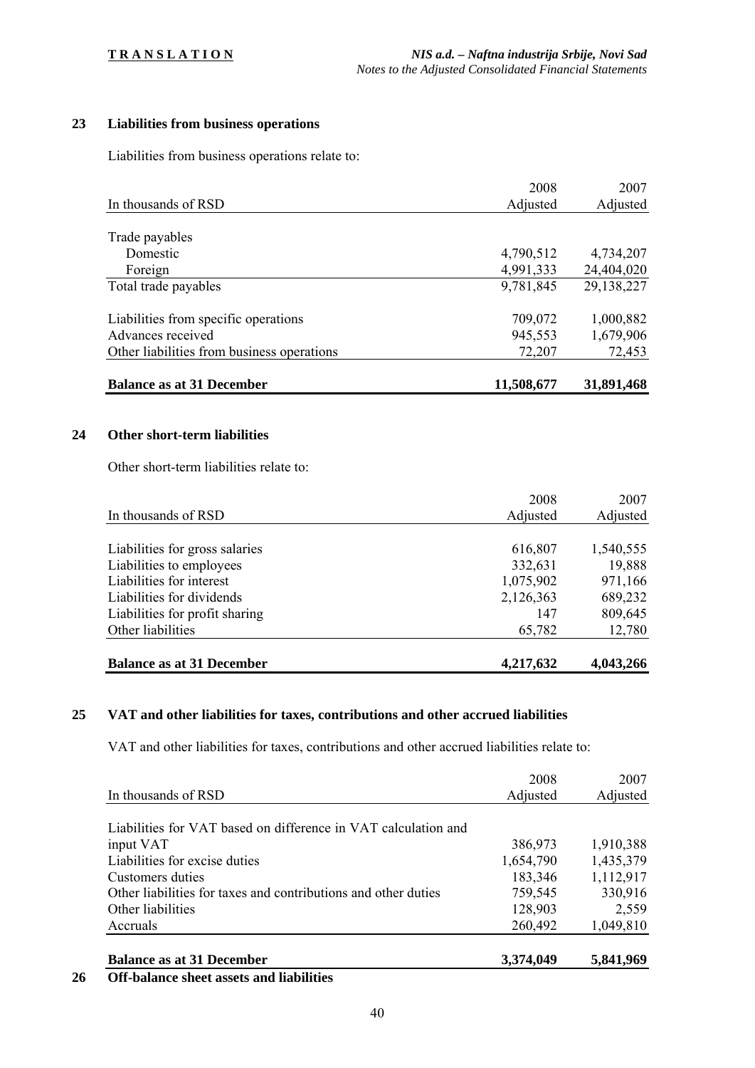## 23 Liabilities from business operations

Liabilities from business operations relate to:

| In thousands of RSD | 2008 Adjusted | 2007 Adjusted |
|---|---|---|
| Trade payables | | |
| Domestic | 4,790,512 | 4,734,207 |
| Foreign | 4,991,333 | 24,404,020 |
| Total trade payables | 9,781,845 | 29,138,227 |
| Liabilities from specific operations | 709,072 | 1,000,882 |
| Advances received | 945,553 | 1,679,906 |
| Other liabilities from business operations | 72,207 | 72,453 |
| **Balance as at 31 December** | **11,508,677** | **31,891,468** |

## 24 Other short-term liabilities

Other short-term liabilities relate to:

| In thousands of RSD | 2008 Adjusted | 2007 Adjusted |
|---|---|---|
| Liabilities for gross salaries | 616,807 | 1,540,555 |
| Liabilities to employees | 332,631 | 19,888 |
| Liabilities for interest | 1,075,902 | 971,166 |
| Liabilities for dividends | 2,126,363 | 689,232 |
| Liabilities for profit sharing | 147 | 809,645 |
| Other liabilities | 65,782 | 12,780 |
| **Balance as at 31 December** | **4,217,632** | **4,043,266** |

## 25 VAT and other liabilities for taxes, contributions and other accrued liabilities

VAT and other liabilities for taxes, contributions and other accrued liabilities relate to:

| In thousands of RSD | 2008 Adjusted | 2007 Adjusted |
|---|---|---|
| Liabilities for VAT based on difference in VAT calculation and input VAT | 386,973 | 1,910,388 |
| Liabilities for excise duties | 1,654,790 | 1,435,379 |
| Customers duties | 183,346 | 1,112,917 |
| Other liabilities for taxes and contributions and other duties | 759,545 | 330,916 |
| Other liabilities | 128,903 | 2,559 |
| Accruals | 260,492 | 1,049,810 |
| **Balance as at 31 December** | **3,374,049** | **5,841,969** |

## 26 Off-balance sheet assets and liabilities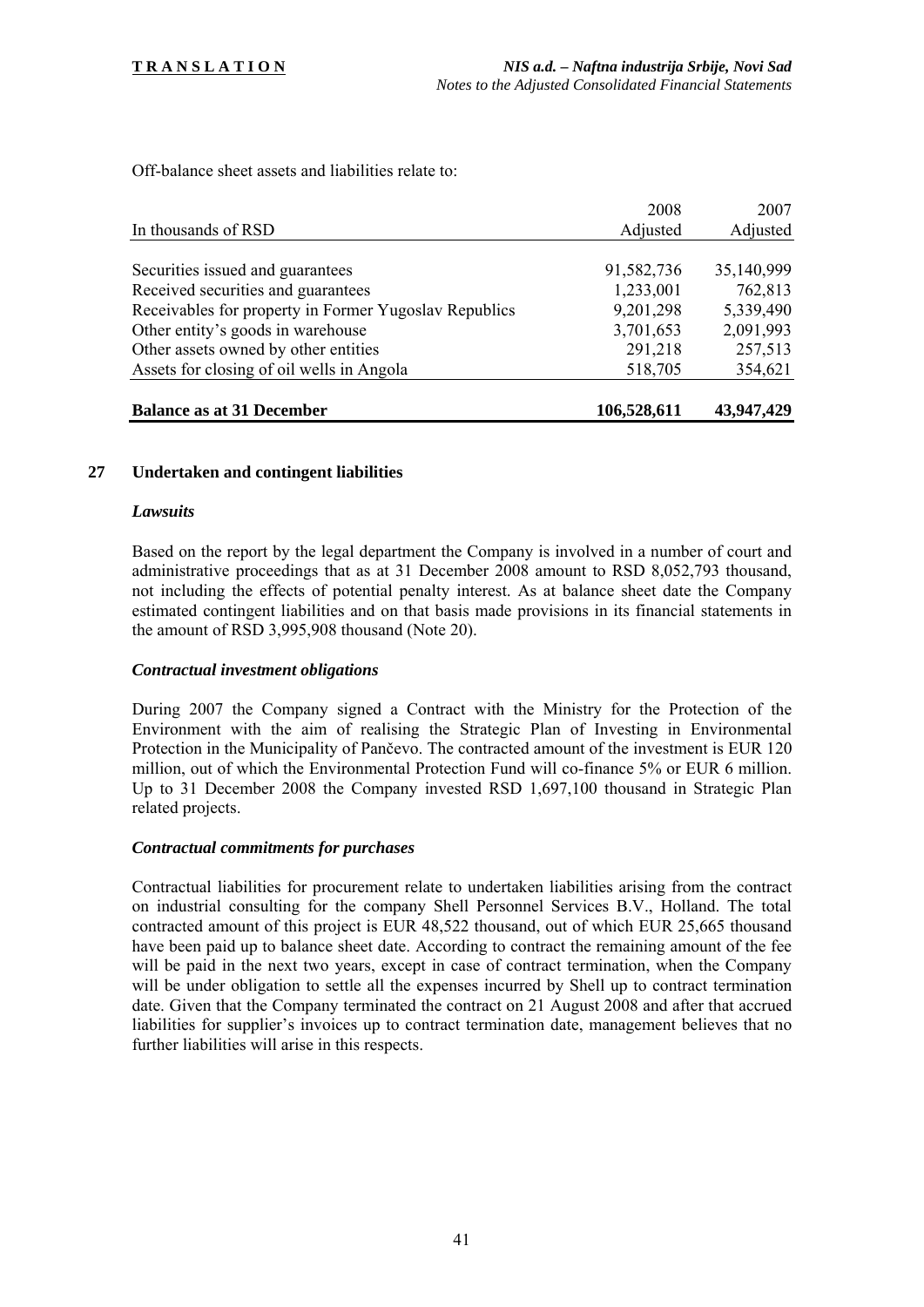Off-balance sheet assets and liabilities relate to:

| In thousands of RSD | 2008 Adjusted | 2007 Adjusted |
|---|---|---|
| Securities issued and guarantees | 91,582,736 | 35,140,999 |
| Received securities and guarantees | 1,233,001 | 762,813 |
| Receivables for property in Former Yugoslav Republics | 9,201,298 | 5,339,490 |
| Other entity's goods in warehouse | 3,701,653 | 2,091,993 |
| Other assets owned by other entities | 291,218 | 257,513 |
| Assets for closing of oil wells in Angola | 518,705 | 354,621 |
| **Balance as at 31 December** | **106,528,611** | **43,947,429** |

## 27 Undertaken and contingent liabilities

### *Lawsuits*

Based on the report by the legal department the Company is involved in a number of court and administrative proceedings that as at 31 December 2008 amount to RSD 8,052,793 thousand, not including the effects of potential penalty interest. As at balance sheet date the Company estimated contingent liabilities and on that basis made provisions in its financial statements in the amount of RSD 3,995,908 thousand (Note 20).

### *Contractual investment obligations*

During 2007 the Company signed a Contract with the Ministry for the Protection of the Environment with the aim of realising the Strategic Plan of Investing in Environmental Protection in the Municipality of Pančevo. The contracted amount of the investment is EUR 120 million, out of which the Environmental Protection Fund will co-finance 5% or EUR 6 million. Up to 31 December 2008 the Company invested RSD 1,697,100 thousand in Strategic Plan related projects.

### *Contractual commitments for purchases*

Contractual liabilities for procurement relate to undertaken liabilities arising from the contract on industrial consulting for the company Shell Personnel Services B.V., Holland. The total contracted amount of this project is EUR 48,522 thousand, out of which EUR 25,665 thousand have been paid up to balance sheet date. According to contract the remaining amount of the fee will be paid in the next two years, except in case of contract termination, when the Company will be under obligation to settle all the expenses incurred by Shell up to contract termination date. Given that the Company terminated the contract on 21 August 2008 and after that accrued liabilities for supplier's invoices up to contract termination date, management believes that no further liabilities will arise in this respects.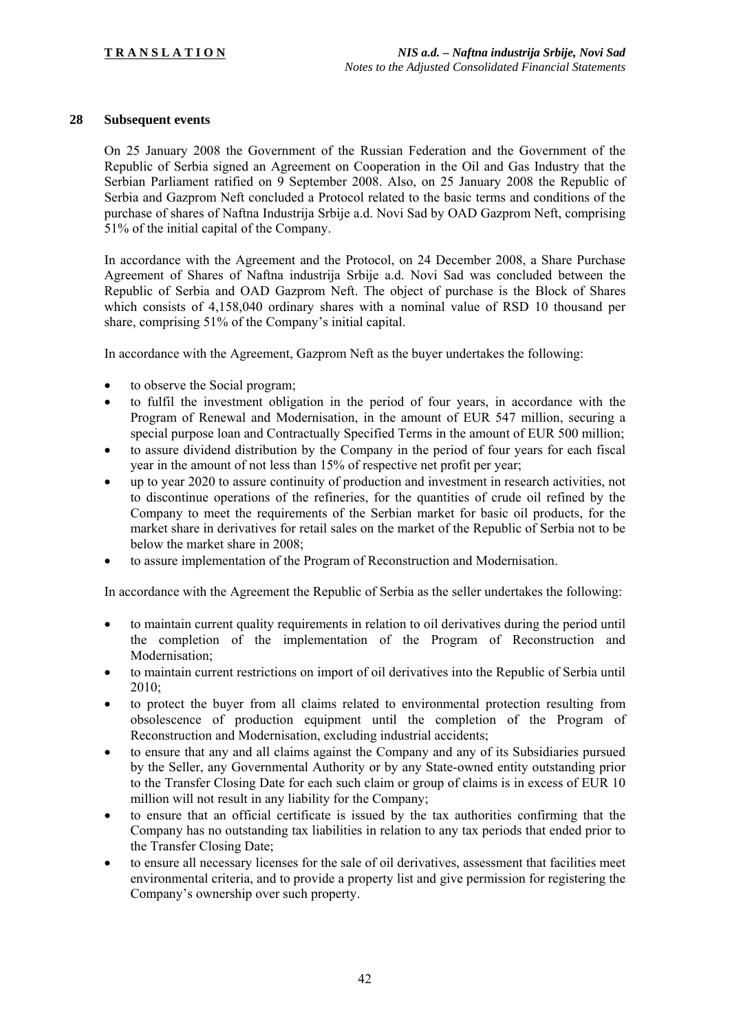## 28 Subsequent events

On 25 January 2008 the Government of the Russian Federation and the Government of the Republic of Serbia signed an Agreement on Cooperation in the Oil and Gas Industry that the Serbian Parliament ratified on 9 September 2008. Also, on 25 January 2008 the Republic of Serbia and Gazprom Neft concluded a Protocol related to the basic terms and conditions of the purchase of shares of Naftna Industrija Srbije a.d. Novi Sad by OAD Gazprom Neft, comprising 51% of the initial capital of the Company.

In accordance with the Agreement and the Protocol, on 24 December 2008, a Share Purchase Agreement of Shares of Naftna industrija Srbije a.d. Novi Sad was concluded between the Republic of Serbia and OAD Gazprom Neft. The object of purchase is the Block of Shares which consists of 4,158,040 ordinary shares with a nominal value of RSD 10 thousand per share, comprising 51% of the Company's initial capital.

In accordance with the Agreement, Gazprom Neft as the buyer undertakes the following:

- to observe the Social program;
- to fulfil the investment obligation in the period of four years, in accordance with the Program of Renewal and Modernisation, in the amount of EUR 547 million, securing a special purpose loan and Contractually Specified Terms in the amount of EUR 500 million;
- to assure dividend distribution by the Company in the period of four years for each fiscal year in the amount of not less than 15% of respective net profit per year;
- up to year 2020 to assure continuity of production and investment in research activities, not to discontinue operations of the refineries, for the quantities of crude oil refined by the Company to meet the requirements of the Serbian market for basic oil products, for the market share in derivatives for retail sales on the market of the Republic of Serbia not to be below the market share in 2008;
- to assure implementation of the Program of Reconstruction and Modernisation.

In accordance with the Agreement the Republic of Serbia as the seller undertakes the following:

- to maintain current quality requirements in relation to oil derivatives during the period until the completion of the implementation of the Program of Reconstruction and Modernisation;
- to maintain current restrictions on import of oil derivatives into the Republic of Serbia until 2010;
- to protect the buyer from all claims related to environmental protection resulting from obsolescence of production equipment until the completion of the Program of Reconstruction and Modernisation, excluding industrial accidents;
- to ensure that any and all claims against the Company and any of its Subsidiaries pursued by the Seller, any Governmental Authority or by any State-owned entity outstanding prior to the Transfer Closing Date for each such claim or group of claims is in excess of EUR 10 million will not result in any liability for the Company;
- to ensure that an official certificate is issued by the tax authorities confirming that the Company has no outstanding tax liabilities in relation to any tax periods that ended prior to the Transfer Closing Date;
- to ensure all necessary licenses for the sale of oil derivatives, assessment that facilities meet environmental criteria, and to provide a property list and give permission for registering the Company's ownership over such property.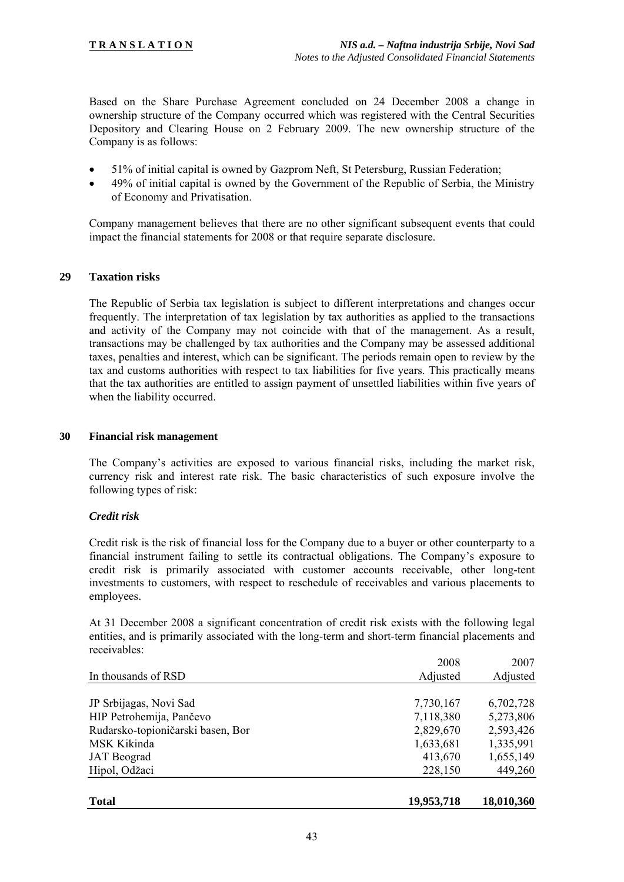Based on the Share Purchase Agreement concluded on 24 December 2008 a change in ownership structure of the Company occurred which was registered with the Central Securities Depository and Clearing House on 2 February 2009. The new ownership structure of the Company is as follows:

- 51% of initial capital is owned by Gazprom Neft, St Petersburg, Russian Federation;
- 49% of initial capital is owned by the Government of the Republic of Serbia, the Ministry of Economy and Privatisation.

Company management believes that there are no other significant subsequent events that could impact the financial statements for 2008 or that require separate disclosure.

## 29 Taxation risks

The Republic of Serbia tax legislation is subject to different interpretations and changes occur frequently. The interpretation of tax legislation by tax authorities as applied to the transactions and activity of the Company may not coincide with that of the management. As a result, transactions may be challenged by tax authorities and the Company may be assessed additional taxes, penalties and interest, which can be significant. The periods remain open to review by the tax and customs authorities with respect to tax liabilities for five years. This practically means that the tax authorities are entitled to assign payment of unsettled liabilities within five years of when the liability occurred.

## 30 Financial risk management

The Company's activities are exposed to various financial risks, including the market risk, currency risk and interest rate risk. The basic characteristics of such exposure involve the following types of risk:

### *Credit risk*

Credit risk is the risk of financial loss for the Company due to a buyer or other counterparty to a financial instrument failing to settle its contractual obligations. The Company's exposure to credit risk is primarily associated with customer accounts receivable, other long-tent investments to customers, with respect to reschedule of receivables and various placements to employees.

At 31 December 2008 a significant concentration of credit risk exists with the following legal entities, and is primarily associated with the long-term and short-term financial placements and receivables:

| In thousands of RSD | 2008 Adjusted | 2007 Adjusted |
|---|---|---|
| JP Srbijagas, Novi Sad | 7,730,167 | 6,702,728 |
| HIP Petrohemija, Pančevo | 7,118,380 | 5,273,806 |
| Rudarsko-topioničarski basen, Bor | 2,829,670 | 2,593,426 |
| MSK Kikinda | 1,633,681 | 1,335,991 |
| JAT Beograd | 413,670 | 1,655,149 |
| Hipol, Odžaci | 228,150 | 449,260 |
| **Total** | **19,953,718** | **18,010,360** |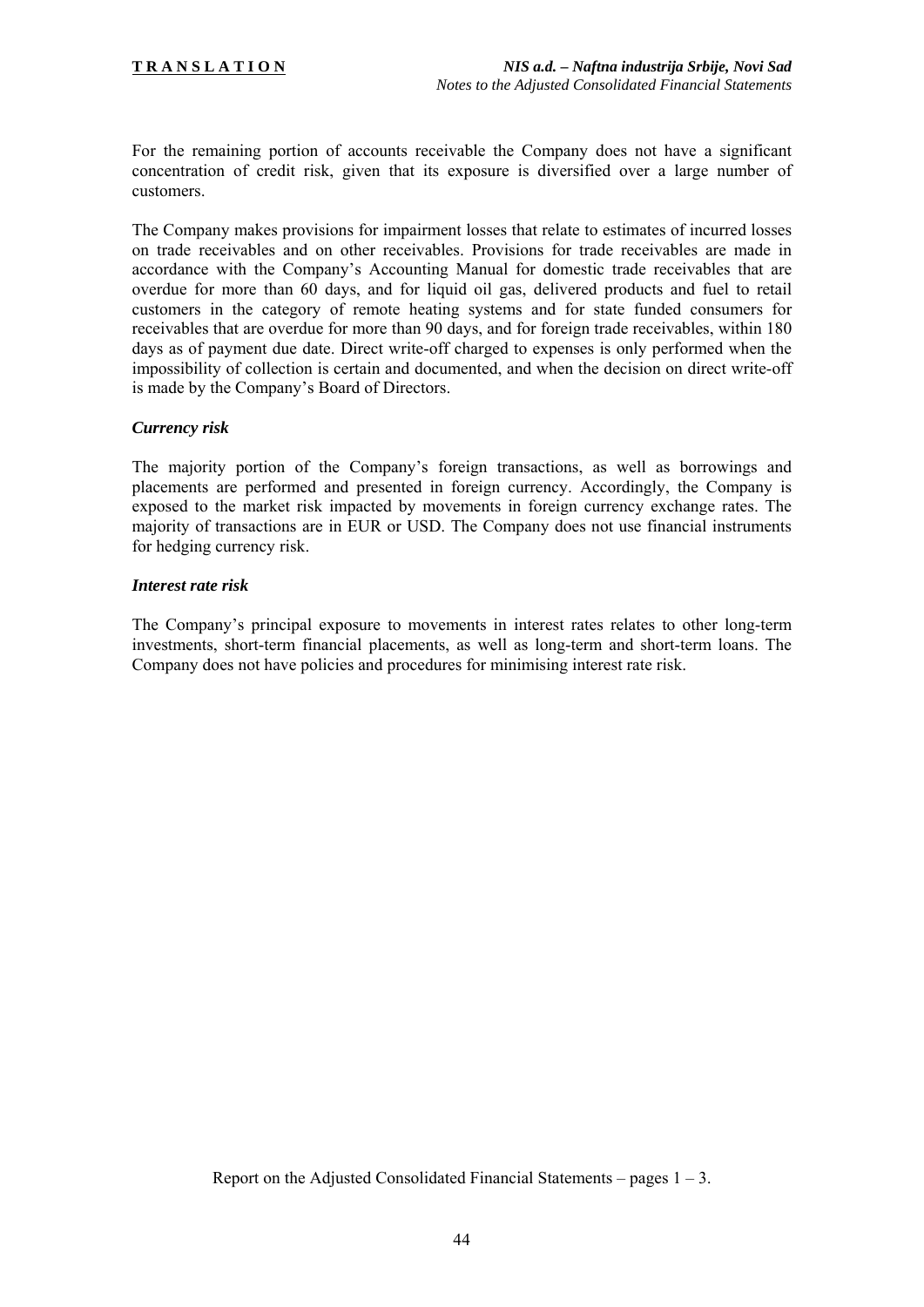For the remaining portion of accounts receivable the Company does not have a significant concentration of credit risk, given that its exposure is diversified over a large number of customers.

The Company makes provisions for impairment losses that relate to estimates of incurred losses on trade receivables and on other receivables. Provisions for trade receivables are made in accordance with the Company's Accounting Manual for domestic trade receivables that are overdue for more than 60 days, and for liquid oil gas, delivered products and fuel to retail customers in the category of remote heating systems and for state funded consumers for receivables that are overdue for more than 90 days, and for foreign trade receivables, within 180 days as of payment due date. Direct write-off charged to expenses is only performed when the impossibility of collection is certain and documented, and when the decision on direct write-off is made by the Company's Board of Directors.

***Currency risk***

The majority portion of the Company's foreign transactions, as well as borrowings and placements are performed and presented in foreign currency. Accordingly, the Company is exposed to the market risk impacted by movements in foreign currency exchange rates. The majority of transactions are in EUR or USD. The Company does not use financial instruments for hedging currency risk.

***Interest rate risk***

The Company's principal exposure to movements in interest rates relates to other long-term investments, short-term financial placements, as well as long-term and short-term loans. The Company does not have policies and procedures for minimising interest rate risk.

Report on the Adjusted Consolidated Financial Statements – pages 1 – 3.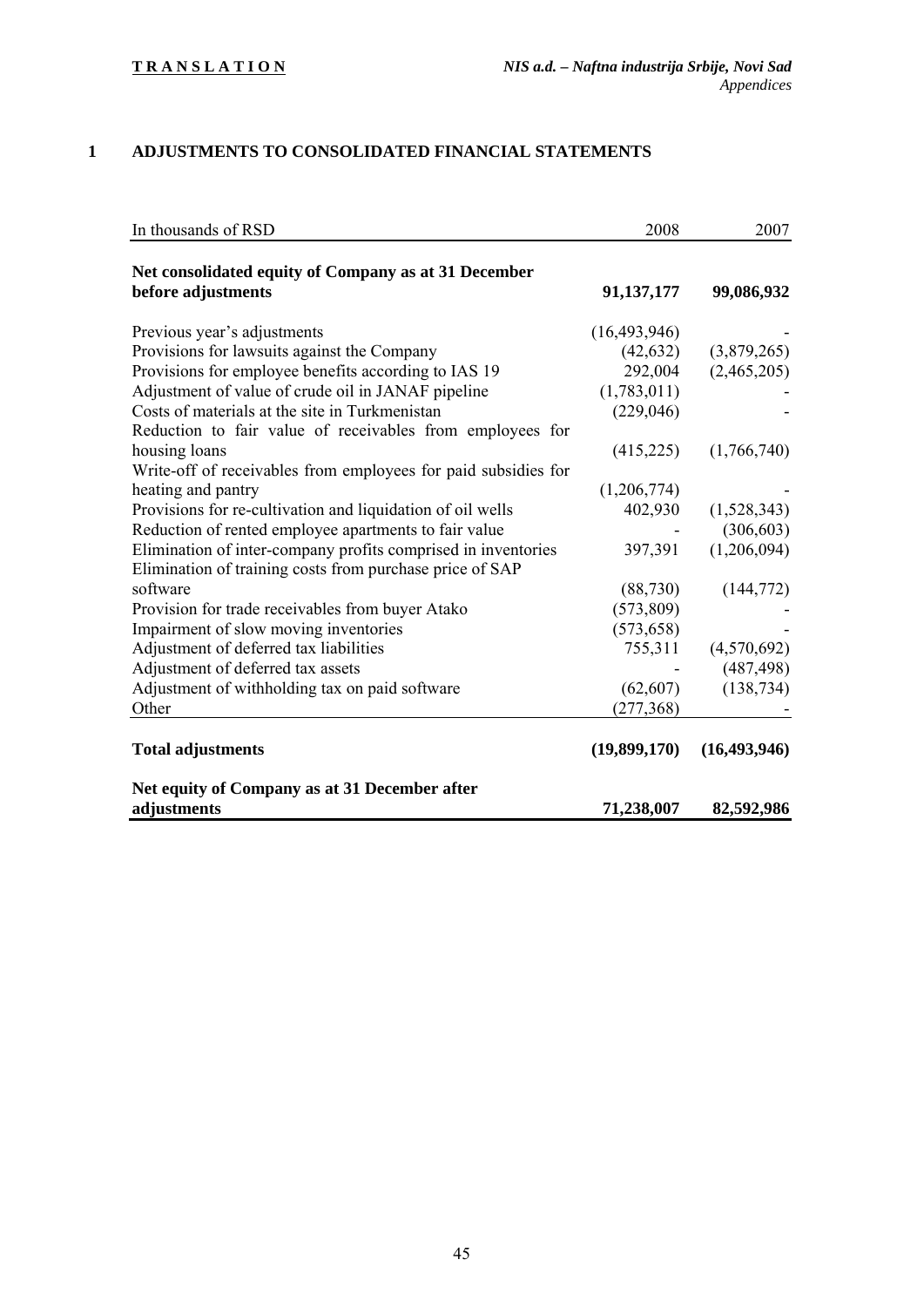# 1 ADJUSTMENTS TO CONSOLIDATED FINANCIAL STATEMENTS

| In thousands of RSD | 2008 | 2007 |
|---|---|---|
| **Net consolidated equity of Company as at 31 December before adjustments** | **91,137,177** | **99,086,932** |
| Previous year's adjustments | (16,493,946) | - |
| Provisions for lawsuits against the Company | (42,632) | (3,879,265) |
| Provisions for employee benefits according to IAS 19 | 292,004 | (2,465,205) |
| Adjustment of value of crude oil in JANAF pipeline | (1,783,011) | - |
| Costs of materials at the site in Turkmenistan | (229,046) | - |
| Reduction to fair value of receivables from employees for housing loans | (415,225) | (1,766,740) |
| Write-off of receivables from employees for paid subsidies for heating and pantry | (1,206,774) | - |
| Provisions for re-cultivation and liquidation of oil wells | 402,930 | (1,528,343) |
| Reduction of rented employee apartments to fair value | - | (306,603) |
| Elimination of inter-company profits comprised in inventories | 397,391 | (1,206,094) |
| Elimination of training costs from purchase price of SAP software | (88,730) | (144,772) |
| Provision for trade receivables from buyer Atako | (573,809) | - |
| Impairment of slow moving inventories | (573,658) | - |
| Adjustment of deferred tax liabilities | 755,311 | (4,570,692) |
| Adjustment of deferred tax assets | - | (487,498) |
| Adjustment of withholding tax on paid software | (62,607) | (138,734) |
| Other | (277,368) | - |
| **Total adjustments** | **(19,899,170)** | **(16,493,946)** |
| **Net equity of Company as at 31 December after adjustments** | **71,238,007** | **82,592,986** |